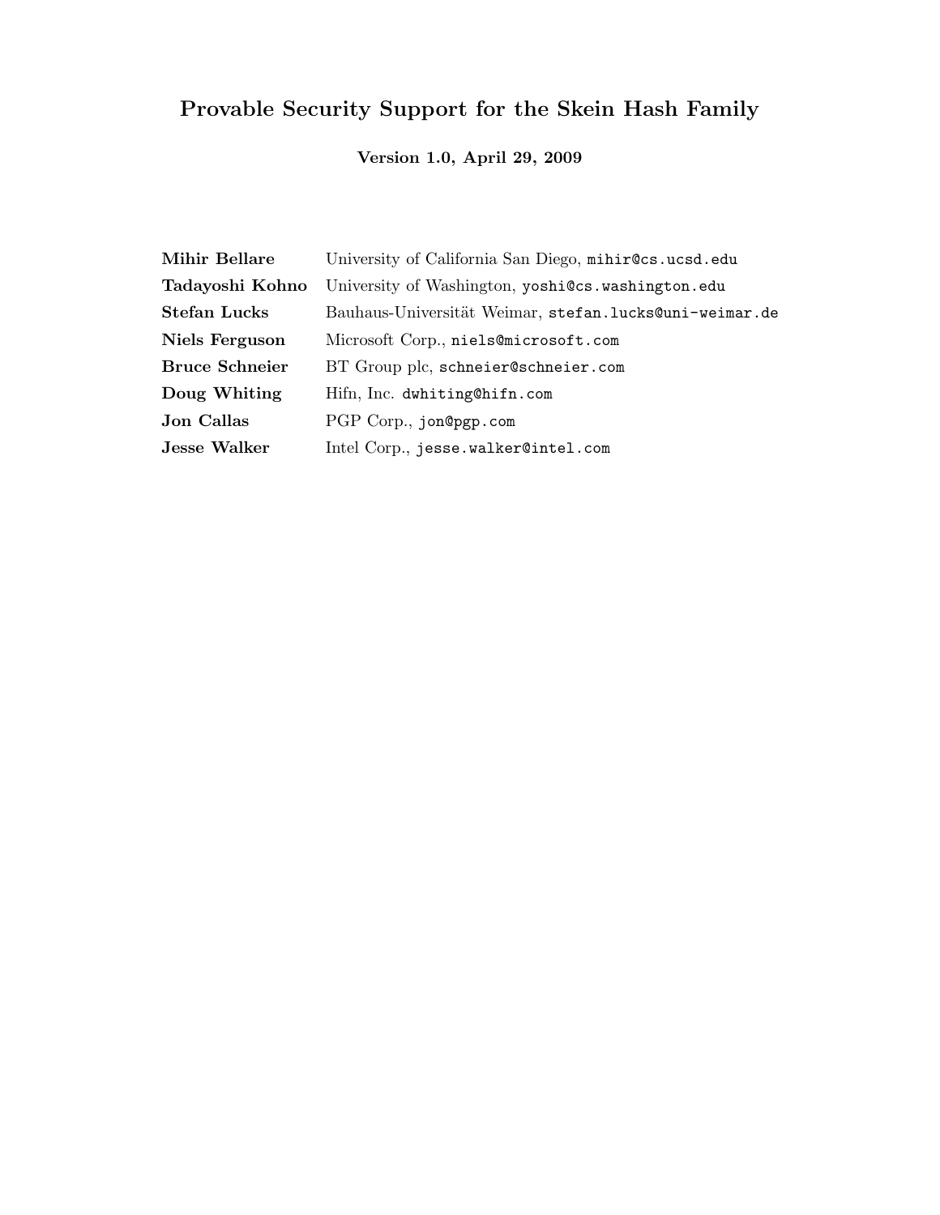# Provable Security Support for the Skein Hash Family

**Version 1.0, April 29, 2009**

| | |
|---|---|
| **Mihir Bellare** | University of California San Diego, mihir@cs.ucsd.edu |
| **Tadayoshi Kohno** | University of Washington, yoshi@cs.washington.edu |
| **Stefan Lucks** | Bauhaus-Universität Weimar, stefan.lucks@uni-weimar.de |
| **Niels Ferguson** | Microsoft Corp., niels@microsoft.com |
| **Bruce Schneier** | BT Group plc, schneier@schneier.com |
| **Doug Whiting** | Hifn, Inc. dwhiting@hifn.com |
| **Jon Callas** | PGP Corp., jon@pgp.com |
| **Jesse Walker** | Intel Corp., jesse.walker@intel.com |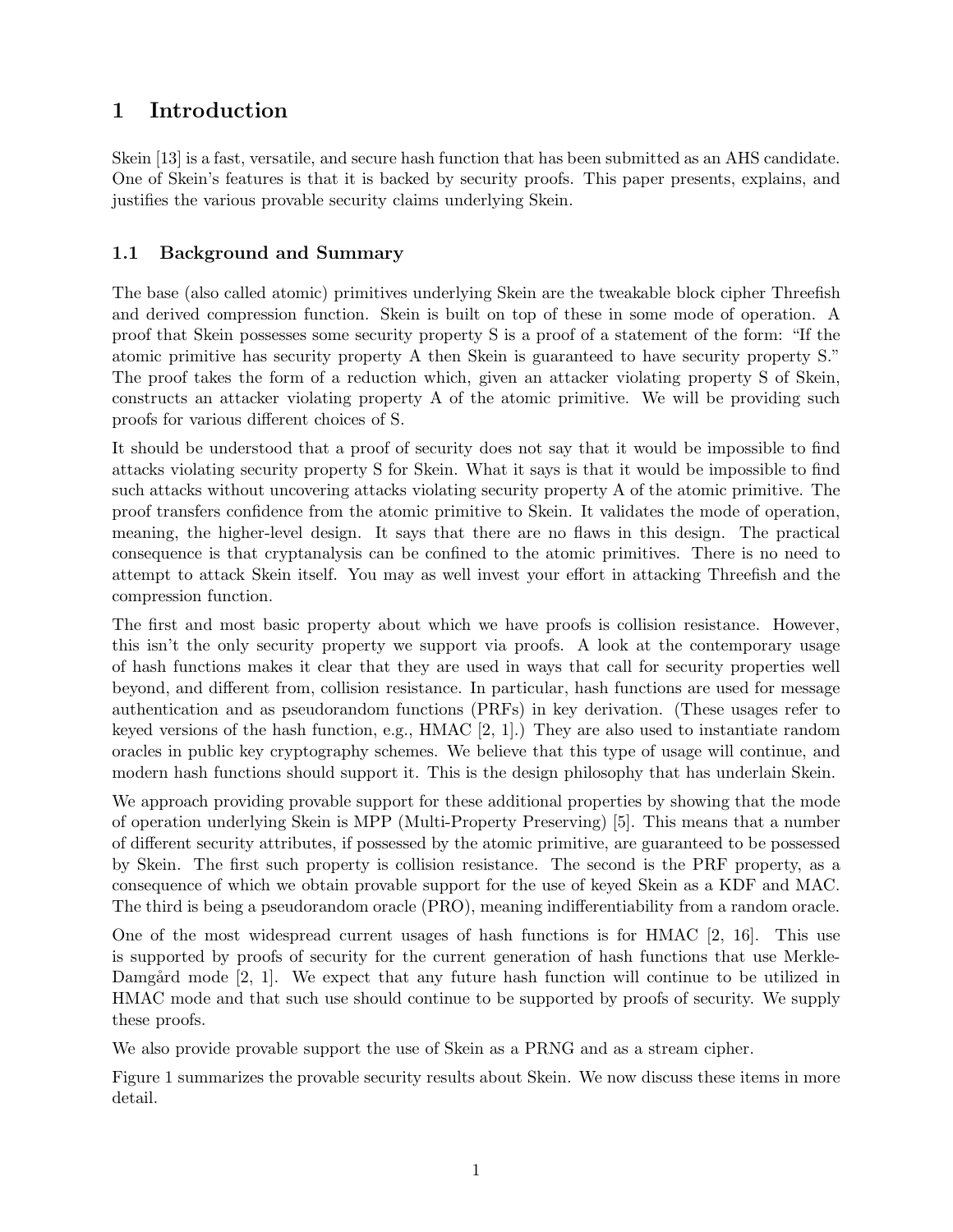# 1 Introduction

Skein [13] is a fast, versatile, and secure hash function that has been submitted as an AHS candidate. One of Skein's features is that it is backed by security proofs. This paper presents, explains, and justifies the various provable security claims underlying Skein.

## 1.1 Background and Summary

The base (also called atomic) primitives underlying Skein are the tweakable block cipher Threefish and derived compression function. Skein is built on top of these in some mode of operation. A proof that Skein possesses some security property S is a proof of a statement of the form: "If the atomic primitive has security property A then Skein is guaranteed to have security property S." The proof takes the form of a reduction which, given an attacker violating property S of Skein, constructs an attacker violating property A of the atomic primitive. We will be providing such proofs for various different choices of S.

It should be understood that a proof of security does not say that it would be impossible to find attacks violating security property S for Skein. What it says is that it would be impossible to find such attacks without uncovering attacks violating security property A of the atomic primitive. The proof transfers confidence from the atomic primitive to Skein. It validates the mode of operation, meaning, the higher-level design. It says that there are no flaws in this design. The practical consequence is that cryptanalysis can be confined to the atomic primitives. There is no need to attempt to attack Skein itself. You may as well invest your effort in attacking Threefish and the compression function.

The first and most basic property about which we have proofs is collision resistance. However, this isn't the only security property we support via proofs. A look at the contemporary usage of hash functions makes it clear that they are used in ways that call for security properties well beyond, and different from, collision resistance. In particular, hash functions are used for message authentication and as pseudorandom functions (PRFs) in key derivation. (These usages refer to keyed versions of the hash function, e.g., HMAC [2, 1].) They are also used to instantiate random oracles in public key cryptography schemes. We believe that this type of usage will continue, and modern hash functions should support it. This is the design philosophy that has underlain Skein.

We approach providing provable support for these additional properties by showing that the mode of operation underlying Skein is MPP (Multi-Property Preserving) [5]. This means that a number of different security attributes, if possessed by the atomic primitive, are guaranteed to be possessed by Skein. The first such property is collision resistance. The second is the PRF property, as a consequence of which we obtain provable support for the use of keyed Skein as a KDF and MAC. The third is being a pseudorandom oracle (PRO), meaning indifferentiability from a random oracle.

One of the most widespread current usages of hash functions is for HMAC [2, 16]. This use is supported by proofs of security for the current generation of hash functions that use Merkle-Damgård mode [2, 1]. We expect that any future hash function will continue to be utilized in HMAC mode and that such use should continue to be supported by proofs of security. We supply these proofs.

We also provide provable support the use of Skein as a PRNG and as a stream cipher.

Figure 1 summarizes the provable security results about Skein. We now discuss these items in more detail.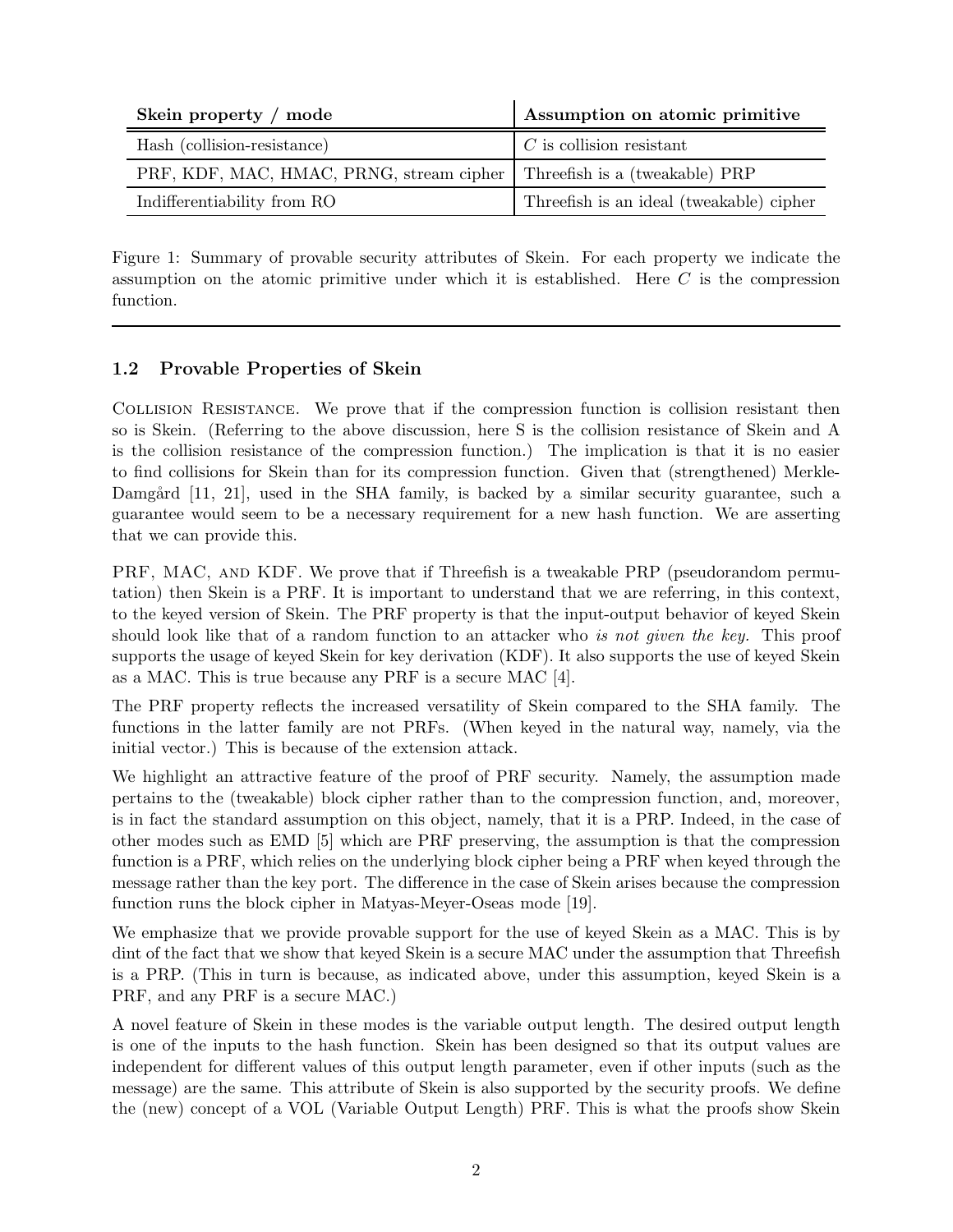| Skein property / mode | Assumption on atomic primitive |
|---|---|
| Hash (collision-resistance) | $C$ is collision resistant |
| PRF, KDF, MAC, HMAC, PRNG, stream cipher | Threefish is a (tweakable) PRP |
| Indifferentiability from RO | Threefish is an ideal (tweakable) cipher |

Figure 1: Summary of provable security attributes of Skein. For each property we indicate the assumption on the atomic primitive under which it is established. Here $C$ is the compression function.

## 1.2 Provable Properties of Skein

Collision Resistance. We prove that if the compression function is collision resistant then so is Skein. (Referring to the above discussion, here S is the collision resistance of Skein and A is the collision resistance of the compression function.) The implication is that it is no easier to find collisions for Skein than for its compression function. Given that (strengthened) Merkle-Damgård [11, 21], used in the SHA family, is backed by a similar security guarantee, such a guarantee would seem to be a necessary requirement for a new hash function. We are asserting that we can provide this.

PRF, MAC, and KDF. We prove that if Threefish is a tweakable PRP (pseudorandom permutation) then Skein is a PRF. It is important to understand that we are referring, in this context, to the keyed version of Skein. The PRF property is that the input-output behavior of keyed Skein should look like that of a random function to an attacker who *is not given the key*. This proof supports the usage of keyed Skein for key derivation (KDF). It also supports the use of keyed Skein as a MAC. This is true because any PRF is a secure MAC [4].

The PRF property reflects the increased versatility of Skein compared to the SHA family. The functions in the latter family are not PRFs. (When keyed in the natural way, namely, via the initial vector.) This is because of the extension attack.

We highlight an attractive feature of the proof of PRF security. Namely, the assumption made pertains to the (tweakable) block cipher rather than to the compression function, and, moreover, is in fact the standard assumption on this object, namely, that it is a PRP. Indeed, in the case of other modes such as EMD [5] which are PRF preserving, the assumption is that the compression function is a PRF, which relies on the underlying block cipher being a PRF when keyed through the message rather than the key port. The difference in the case of Skein arises because the compression function runs the block cipher in Matyas-Meyer-Oseas mode [19].

We emphasize that we provide provable support for the use of keyed Skein as a MAC. This is by dint of the fact that we show that keyed Skein is a secure MAC under the assumption that Threefish is a PRP. (This in turn is because, as indicated above, under this assumption, keyed Skein is a PRF, and any PRF is a secure MAC.)

A novel feature of Skein in these modes is the variable output length. The desired output length is one of the inputs to the hash function. Skein has been designed so that its output values are independent for different values of this output length parameter, even if other inputs (such as the message) are the same. This attribute of Skein is also supported by the security proofs. We define the (new) concept of a VOL (Variable Output Length) PRF. This is what the proofs show Skein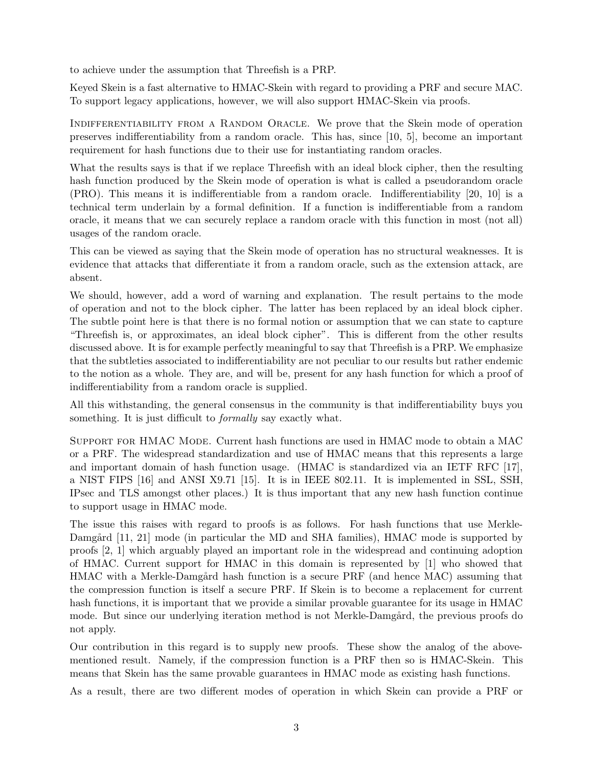to achieve under the assumption that Threefish is a PRP.

Keyed Skein is a fast alternative to HMAC-Skein with regard to providing a PRF and secure MAC. To support legacy applications, however, we will also support HMAC-Skein via proofs.

Indifferentiability from a Random Oracle. We prove that the Skein mode of operation preserves indifferentiability from a random oracle. This has, since [10, 5], become an important requirement for hash functions due to their use for instantiating random oracles.

What the results says is that if we replace Threefish with an ideal block cipher, then the resulting hash function produced by the Skein mode of operation is what is called a pseudorandom oracle (PRO). This means it is indifferentiable from a random oracle. Indifferentiability [20, 10] is a technical term underlain by a formal definition. If a function is indifferentiable from a random oracle, it means that we can securely replace a random oracle with this function in most (not all) usages of the random oracle.

This can be viewed as saying that the Skein mode of operation has no structural weaknesses. It is evidence that attacks that differentiate it from a random oracle, such as the extension attack, are absent.

We should, however, add a word of warning and explanation. The result pertains to the mode of operation and not to the block cipher. The latter has been replaced by an ideal block cipher. The subtle point here is that there is no formal notion or assumption that we can state to capture "Threefish is, or approximates, an ideal block cipher". This is different from the other results discussed above. It is for example perfectly meaningful to say that Threefish is a PRP. We emphasize that the subtleties associated to indifferentiability are not peculiar to our results but rather endemic to the notion as a whole. They are, and will be, present for any hash function for which a proof of indifferentiability from a random oracle is supplied.

All this withstanding, the general consensus in the community is that indifferentiability buys you something. It is just difficult to *formally* say exactly what.

Support for HMAC Mode. Current hash functions are used in HMAC mode to obtain a MAC or a PRF. The widespread standardization and use of HMAC means that this represents a large and important domain of hash function usage. (HMAC is standardized via an IETF RFC [17], a NIST FIPS [16] and ANSI X9.71 [15]. It is in IEEE 802.11. It is implemented in SSL, SSH, IPsec and TLS amongst other places.) It is thus important that any new hash function continue to support usage in HMAC mode.

The issue this raises with regard to proofs is as follows. For hash functions that use Merkle-Damgård [11, 21] mode (in particular the MD and SHA families), HMAC mode is supported by proofs [2, 1] which arguably played an important role in the widespread and continuing adoption of HMAC. Current support for HMAC in this domain is represented by [1] who showed that HMAC with a Merkle-Damgård hash function is a secure PRF (and hence MAC) assuming that the compression function is itself a secure PRF. If Skein is to become a replacement for current hash functions, it is important that we provide a similar provable guarantee for its usage in HMAC mode. But since our underlying iteration method is not Merkle-Damgård, the previous proofs do not apply.

Our contribution in this regard is to supply new proofs. These show the analog of the above-mentioned result. Namely, if the compression function is a PRF then so is HMAC-Skein. This means that Skein has the same provable guarantees in HMAC mode as existing hash functions.

As a result, there are two different modes of operation in which Skein can provide a PRF or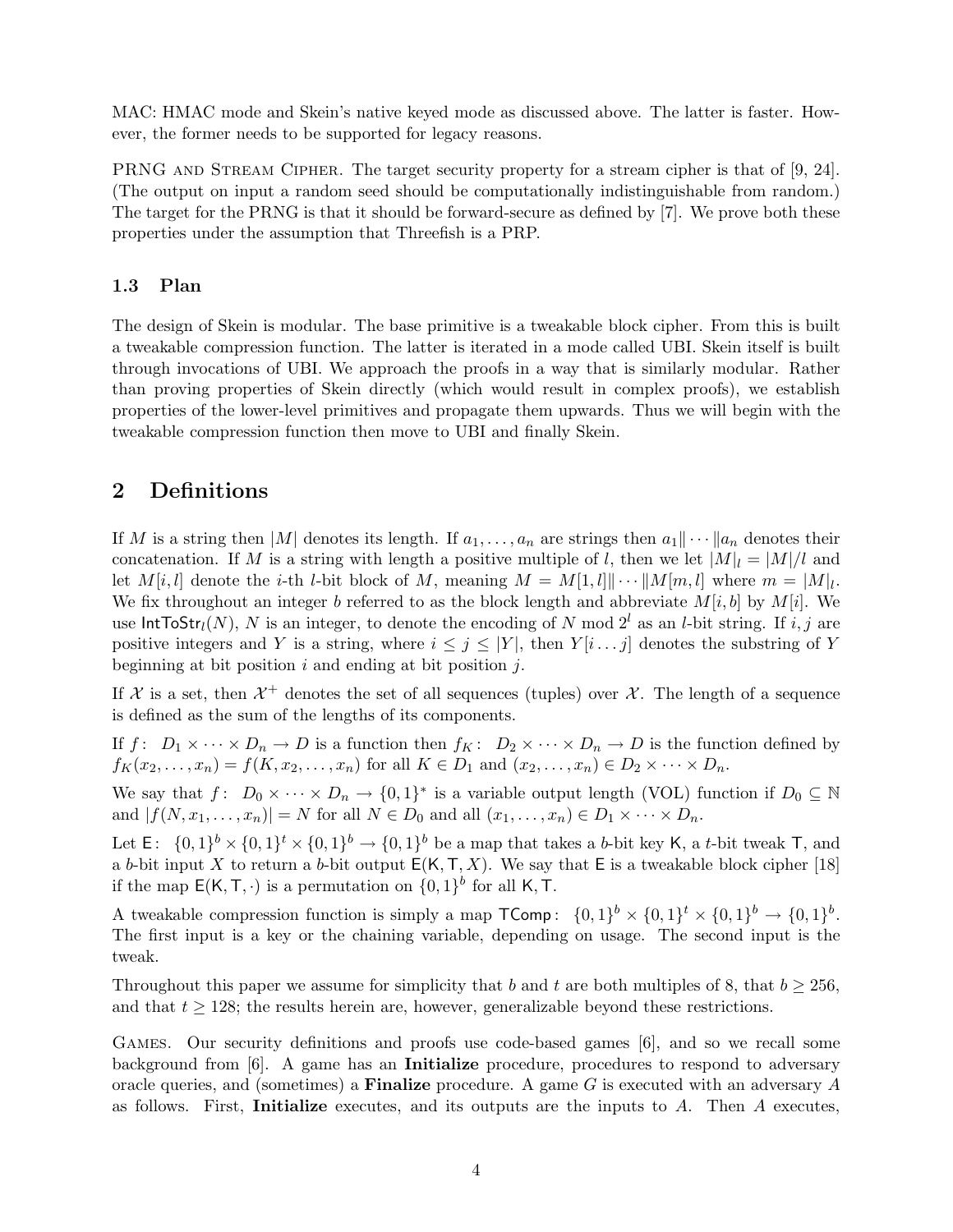MAC: HMAC mode and Skein's native keyed mode as discussed above. The latter is faster. However, the former needs to be supported for legacy reasons.

PRNG and Stream Cipher. The target security property for a stream cipher is that of [9, 24]. (The output on input a random seed should be computationally indistinguishable from random.) The target for the PRNG is that it should be forward-secure as defined by [7]. We prove both these properties under the assumption that Threefish is a PRP.

### 1.3 Plan

The design of Skein is modular. The base primitive is a tweakable block cipher. From this is built a tweakable compression function. The latter is iterated in a mode called UBI. Skein itself is built through invocations of UBI. We approach the proofs in a way that is similarly modular. Rather than proving properties of Skein directly (which would result in complex proofs), we establish properties of the lower-level primitives and propagate them upwards. Thus we will begin with the tweakable compression function then move to UBI and finally Skein.

## 2 Definitions

If $M$ is a string then $|M|$ denotes its length. If $a_1, \ldots, a_n$ are strings then $a_1 \| \cdots \| a_n$ denotes their concatenation. If $M$ is a string with length a positive multiple of $l$, then we let $|M|_l = |M|/l$ and let $M[i, l]$ denote the $i$-th $l$-bit block of $M$, meaning $M = M[1, l] \| \cdots \| M[m, l]$ where $m = |M|_l$. We fix throughout an integer $b$ referred to as the block length and abbreviate $M[i, b]$ by $M[i]$. We use $\mathsf{IntToStr}_l(N)$, $N$ is an integer, to denote the encoding of $N \bmod 2^l$ as an $l$-bit string. If $i, j$ are positive integers and $Y$ is a string, where $i \le j \le |Y|$, then $Y[i \ldots j]$ denotes the substring of $Y$ beginning at bit position $i$ and ending at bit position $j$.

If $\mathcal{X}$ is a set, then $\mathcal{X}^+$ denotes the set of all sequences (tuples) over $\mathcal{X}$. The length of a sequence is defined as the sum of the lengths of its components.

If $f\colon\ D_1 \times \cdots \times D_n \to D$ is a function then $f_K\colon\ D_2 \times \cdots \times D_n \to D$ is the function defined by $f_K(x_2, \ldots, x_n) = f(K, x_2, \ldots, x_n)$ for all $K \in D_1$ and $(x_2, \ldots, x_n) \in D_2 \times \cdots \times D_n$.

We say that $f\colon\ D_0 \times \cdots \times D_n \to \{0,1\}^*$ is a variable output length (VOL) function if $D_0 \subseteq \mathbb{N}$ and $|f(N, x_1, \ldots, x_n)| = N$ for all $N \in D_0$ and all $(x_1, \ldots, x_n) \in D_1 \times \cdots \times D_n$.

Let $\mathsf{E}\colon\ \{0,1\}^b \times \{0,1\}^t \times \{0,1\}^b \to \{0,1\}^b$ be a map that takes a $b$-bit key $\mathsf{K}$, a $t$-bit tweak $\mathsf{T}$, and a $b$-bit input $X$ to return a $b$-bit output $\mathsf{E}(\mathsf{K}, \mathsf{T}, X)$. We say that $\mathsf{E}$ is a tweakable block cipher [18] if the map $\mathsf{E}(\mathsf{K}, \mathsf{T}, \cdot)$ is a permutation on $\{0,1\}^b$ for all $\mathsf{K}, \mathsf{T}$.

A tweakable compression function is simply a map $\mathsf{TComp}\colon\ \{0,1\}^b \times \{0,1\}^t \times \{0,1\}^b \to \{0,1\}^b$. The first input is a key or the chaining variable, depending on usage. The second input is the tweak.

Throughout this paper we assume for simplicity that $b$ and $t$ are both multiples of 8, that $b \ge 256$, and that $t \ge 128$; the results herein are, however, generalizable beyond these restrictions.

Games. Our security definitions and proofs use code-based games [6], and so we recall some background from [6]. A game has an **Initialize** procedure, procedures to respond to adversary oracle queries, and (sometimes) a **Finalize** procedure. A game $G$ is executed with an adversary $A$ as follows. First, **Initialize** executes, and its outputs are the inputs to $A$. Then $A$ executes,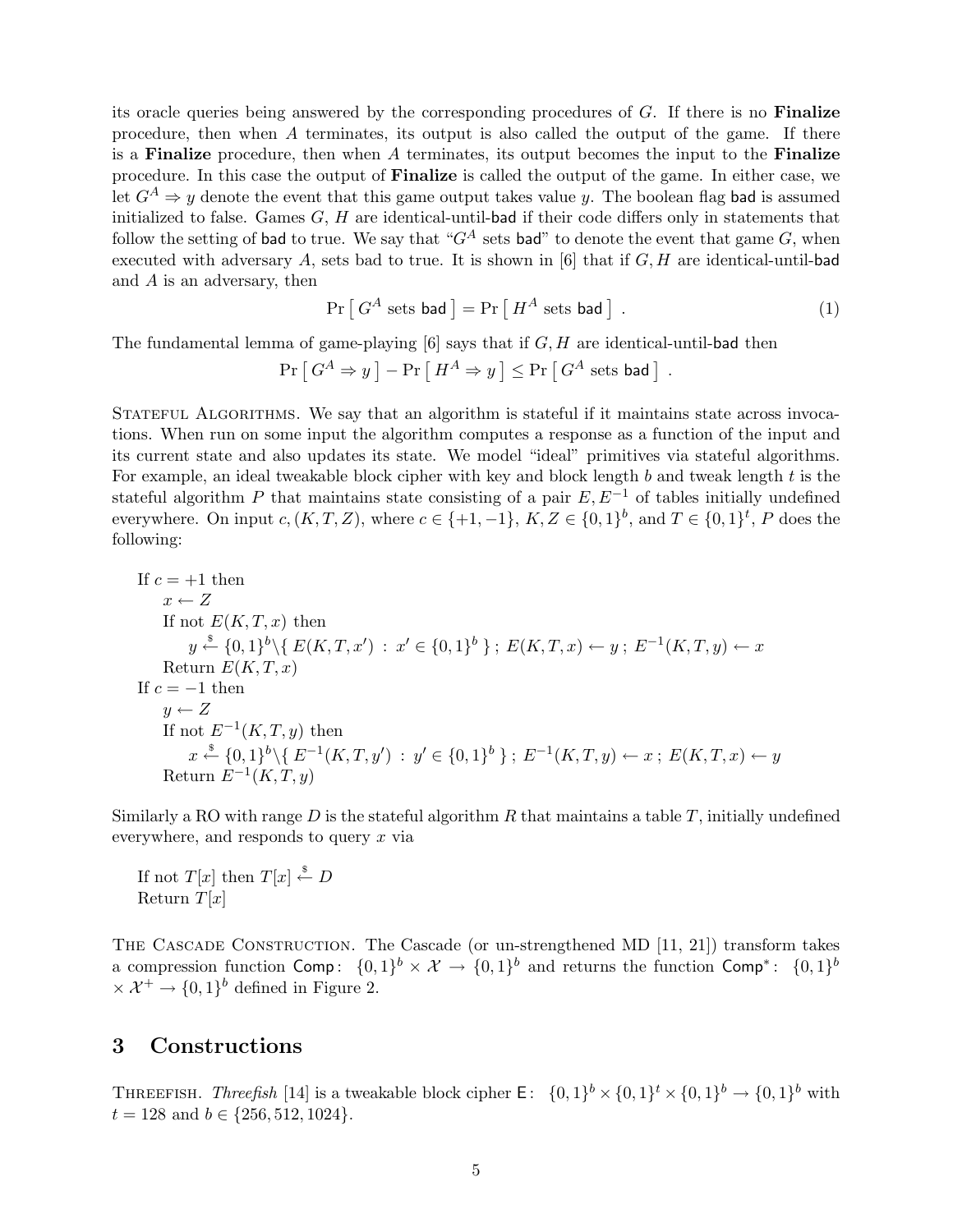its oracle queries being answered by the corresponding procedures of $G$. If there is no **Finalize** procedure, then when $A$ terminates, its output is also called the output of the game. If there is a **Finalize** procedure, then when $A$ terminates, its output becomes the input to the **Finalize** procedure. In this case the output of **Finalize** is called the output of the game. In either case, we let $G^A \Rightarrow y$ denote the event that this game output takes value $y$. The boolean flag $\mathsf{bad}$ is assumed initialized to false. Games $G$, $H$ are identical-until-$\mathsf{bad}$ if their code differs only in statements that follow the setting of $\mathsf{bad}$ to true. We say that "$G^A$ sets $\mathsf{bad}$" to denote the event that game $G$, when executed with adversary $A$, sets bad to true. It is shown in [6] that if $G, H$ are identical-until-$\mathsf{bad}$ and $A$ is an adversary, then

$$\Pr\left[\, G^A \text{ sets } \mathsf{bad} \,\right] = \Pr\left[\, H^A \text{ sets } \mathsf{bad} \,\right] \;. \tag{1}$$

The fundamental lemma of game-playing [6] says that if $G, H$ are identical-until-$\mathsf{bad}$ then

$$\Pr\left[\, G^A \Rightarrow y \,\right] - \Pr\left[\, H^A \Rightarrow y \,\right] \leq \Pr\left[\, G^A \text{ sets } \mathsf{bad} \,\right] \;.$$

Stateful Algorithms. We say that an algorithm is stateful if it maintains state across invocations. When run on some input the algorithm computes a response as a function of the input and its current state and also updates its state. We model "ideal" primitives via stateful algorithms. For example, an ideal tweakable block cipher with key and block length $b$ and tweak length $t$ is the stateful algorithm $P$ that maintains state consisting of a pair $E, E^{-1}$ of tables initially undefined everywhere. On input $c, (K, T, Z)$, where $c \in \{+1, -1\}$, $K, Z \in \{0,1\}^b$, and $T \in \{0,1\}^t$, $P$ does the following:

If $c = +1$ then
  $x \leftarrow Z$
  If not $E(K,T,x)$ then
    $y \xleftarrow{\$} \{0,1\}^b \backslash \{\, E(K,T,x') \;:\; x' \in \{0,1\}^b \,\}$ ; $E(K,T,x) \leftarrow y$ ; $E^{-1}(K,T,y) \leftarrow x$
  Return $E(K,T,x)$
If $c = -1$ then
  $y \leftarrow Z$
  If not $E^{-1}(K,T,y)$ then
    $x \xleftarrow{\$} \{0,1\}^b \backslash \{\, E^{-1}(K,T,y') \;:\; y' \in \{0,1\}^b \,\}$ ; $E^{-1}(K,T,y) \leftarrow x$ ; $E(K,T,x) \leftarrow y$
  Return $E^{-1}(K,T,y)$

Similarly a RO with range $D$ is the stateful algorithm $R$ that maintains a table $T$, initially undefined everywhere, and responds to query $x$ via

If not $T[x]$ then $T[x] \xleftarrow{\$} D$
Return $T[x]$

The Cascade Construction. The Cascade (or un-strengthened MD [11, 21]) transform takes a compression function $\mathsf{Comp}\colon\ \{0,1\}^b \times \mathcal{X} \rightarrow \{0,1\}^b$ and returns the function $\mathsf{Comp}^*\colon\ \{0,1\}^b \times \mathcal{X}^+ \rightarrow \{0,1\}^b$ defined in Figure 2.

## 3 Constructions

Threefish. *Threefish* [14] is a tweakable block cipher $\mathsf{E}\colon\ \{0,1\}^b \times \{0,1\}^t \times \{0,1\}^b \rightarrow \{0,1\}^b$ with $t = 128$ and $b \in \{256, 512, 1024\}$.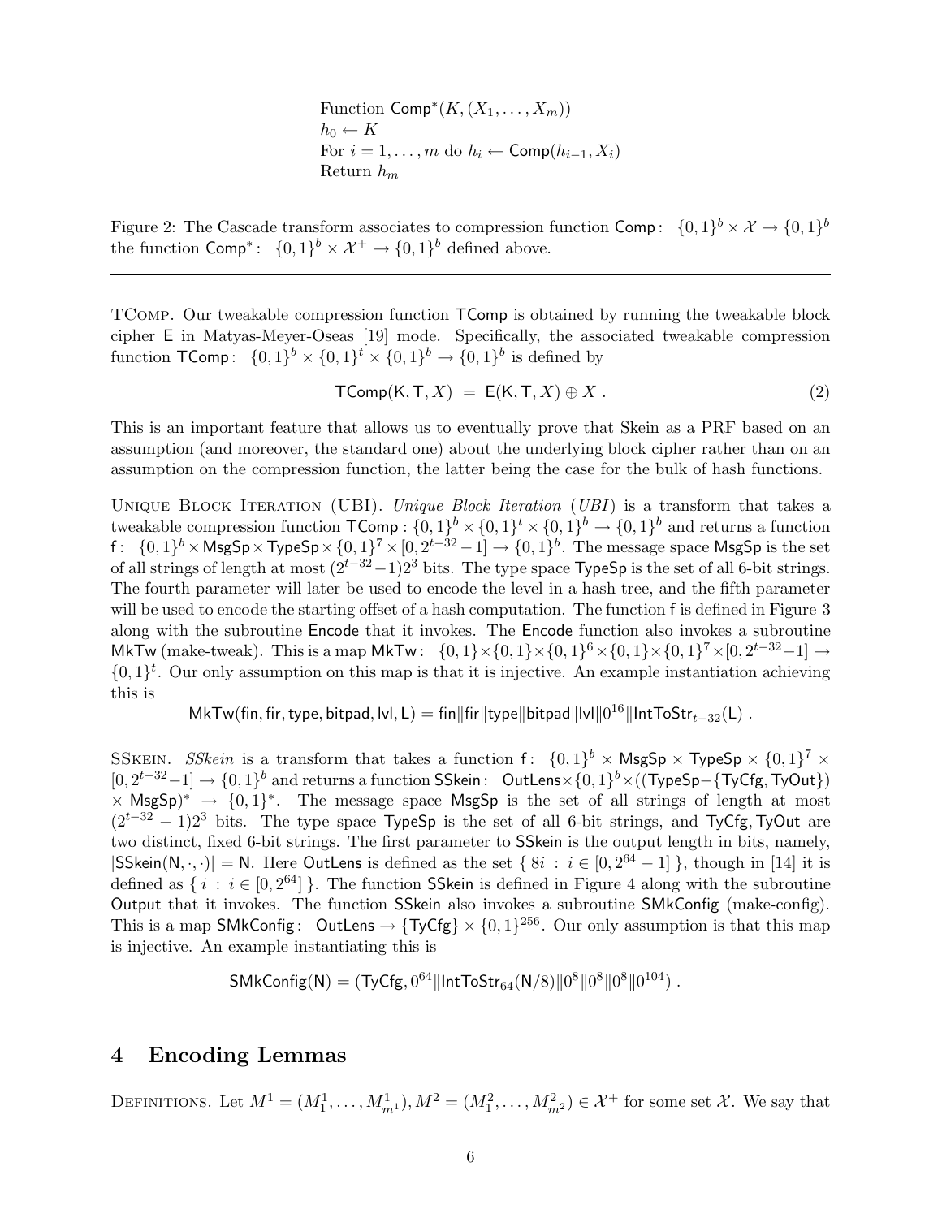Function $\mathsf{Comp}^*(K, (X_1, \ldots, X_m))$
$h_0 \leftarrow K$
For $i = 1, \ldots, m$ do $h_i \leftarrow \mathsf{Comp}(h_{i-1}, X_i)$
Return $h_m$

Figure 2: The Cascade transform associates to compression function $\mathsf{Comp}\colon \{0,1\}^b \times \mathcal{X} \to \{0,1\}^b$ the function $\mathsf{Comp}^*\colon \{0,1\}^b \times \mathcal{X}^+ \to \{0,1\}^b$ defined above.

---

TComp. Our tweakable compression function $\mathsf{TComp}$ is obtained by running the tweakable block cipher $\mathsf{E}$ in Matyas-Meyer-Oseas [19] mode. Specifically, the associated tweakable compression function $\mathsf{TComp}\colon \{0,1\}^b \times \{0,1\}^t \times \{0,1\}^b \to \{0,1\}^b$ is defined by

$$\mathsf{TComp}(\mathsf{K}, \mathsf{T}, X) = \mathsf{E}(\mathsf{K}, \mathsf{T}, X) \oplus X \; . \tag{2}$$

This is an important feature that allows us to eventually prove that Skein as a PRF based on an assumption (and moreover, the standard one) about the underlying block cipher rather than on an assumption on the compression function, the latter being the case for the bulk of hash functions.

Unique Block Iteration (UBI). *Unique Block Iteration* (*UBI*) is a transform that takes a tweakable compression function $\mathsf{TComp}: \{0,1\}^b \times \{0,1\}^t \times \{0,1\}^b \to \{0,1\}^b$ and returns a function $\mathsf{f}\colon \{0,1\}^b \times \mathsf{MsgSp} \times \mathsf{TypeSp} \times \{0,1\}^7 \times [0, 2^{t-32}-1] \to \{0,1\}^b$. The message space $\mathsf{MsgSp}$ is the set of all strings of length at most $(2^{t-32}-1)2^3$ bits. The type space $\mathsf{TypeSp}$ is the set of all 6-bit strings. The fourth parameter will later be used to encode the level in a hash tree, and the fifth parameter will be used to encode the starting offset of a hash computation. The function $\mathsf{f}$ is defined in Figure 3 along with the subroutine $\mathsf{Encode}$ that it invokes. The $\mathsf{Encode}$ function also invokes a subroutine $\mathsf{MkTw}$ (make-tweak). This is a map $\mathsf{MkTw}\colon \{0,1\} \times \{0,1\} \times \{0,1\}^6 \times \{0,1\} \times \{0,1\}^7 \times [0, 2^{t-32}-1] \to \{0,1\}^t$. Our only assumption on this map is that it is injective. An example instantiation achieving this is

$$\mathsf{MkTw}(\mathsf{fin}, \mathsf{fir}, \mathsf{type}, \mathsf{bitpad}, \mathsf{lvl}, \mathsf{L}) = \mathsf{fin} \| \mathsf{fir} \| \mathsf{type} \| \mathsf{bitpad} \| \mathsf{lvl} \| 0^{16} \| \mathsf{IntToStr}_{t-32}(\mathsf{L}) \; .$$

SSkein. *SSkein* is a transform that takes a function $\mathsf{f}\colon \{0,1\}^b \times \mathsf{MsgSp} \times \mathsf{TypeSp} \times \{0,1\}^7 \times [0, 2^{t-32}-1] \to \{0,1\}^b$ and returns a function $\mathsf{SSkein}\colon \mathsf{OutLens} \times \{0,1\}^b \times ((\mathsf{TypeSp} - \{\mathsf{TyCfg}, \mathsf{TyOut}\}) \times \mathsf{MsgSp})^* \to \{0,1\}^*$. The message space $\mathsf{MsgSp}$ is the set of all strings of length at most $(2^{t-32}-1)2^3$ bits. The type space $\mathsf{TypeSp}$ is the set of all 6-bit strings, and $\mathsf{TyCfg}, \mathsf{TyOut}$ are two distinct, fixed 6-bit strings. The first parameter to $\mathsf{SSkein}$ is the output length in bits, namely, $|\mathsf{SSkein}(\mathsf{N}, \cdot, \cdot)| = \mathsf{N}$. Here $\mathsf{OutLens}$ is defined as the set $\{\, 8i \,:\, i \in [0, 2^{64}-1] \,\}$, though in [14] it is defined as $\{\, i \,:\, i \in [0, 2^{64}] \,\}$. The function $\mathsf{SSkein}$ is defined in Figure 4 along with the subroutine $\mathsf{Output}$ that it invokes. The function $\mathsf{SSkein}$ also invokes a subroutine $\mathsf{SMkConfig}$ (make-config). This is a map $\mathsf{SMkConfig}\colon \mathsf{OutLens} \to \{\mathsf{TyCfg}\} \times \{0,1\}^{256}$. Our only assumption is that this map is injective. An example instantiating this is

$$\mathsf{SMkConfig}(\mathsf{N}) = (\mathsf{TyCfg}, 0^{64} \| \mathsf{IntToStr}_{64}(\mathsf{N}/8) \| 0^8 \| 0^8 \| 0^8 \| 0^{104}) \; .$$

# 4 Encoding Lemmas

Definitions. Let $M^1 = (M^1_1, \ldots, M^1_{m^1}), M^2 = (M^2_1, \ldots, M^2_{m^2}) \in \mathcal{X}^+$ for some set $\mathcal{X}$. We say that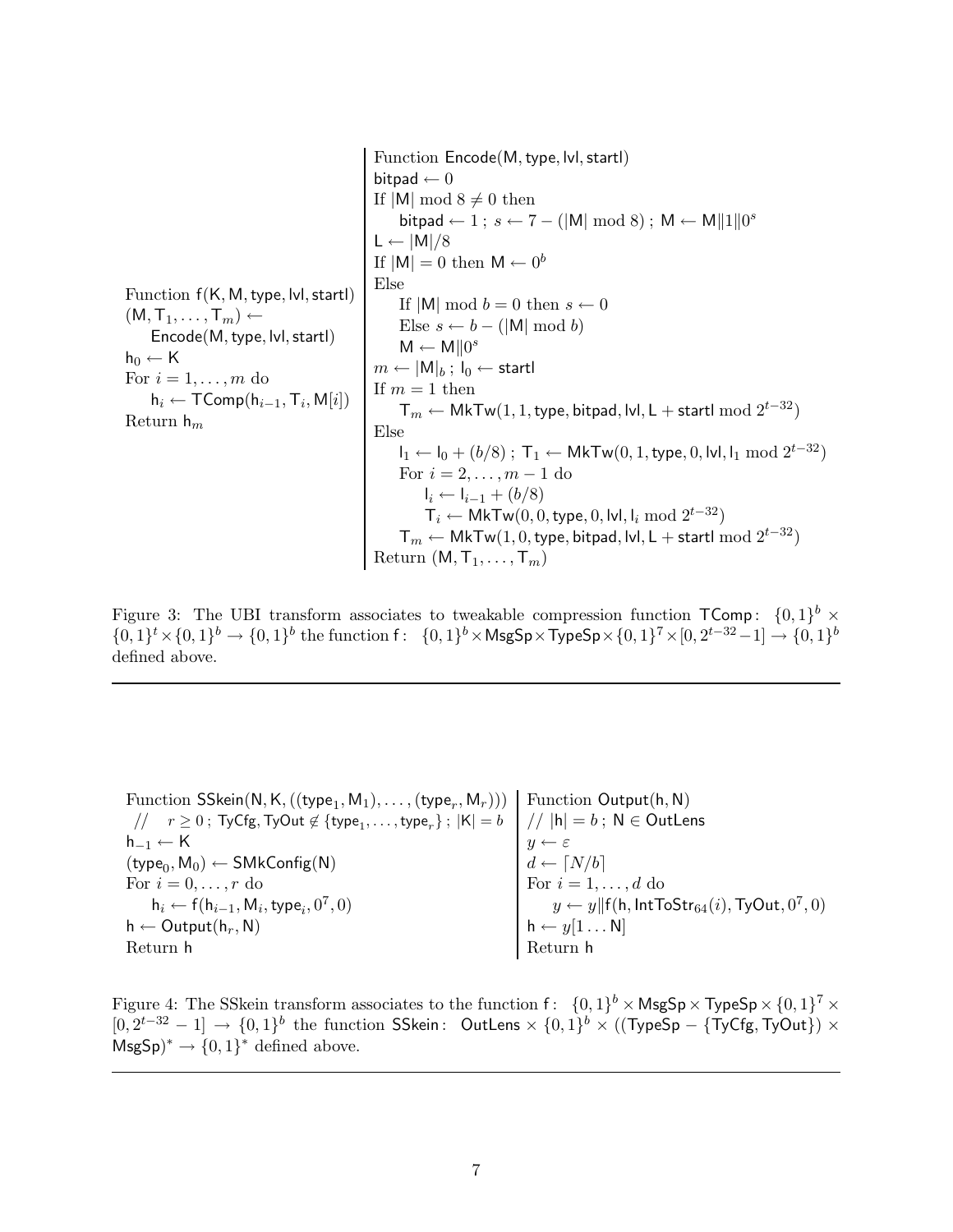```
Function f(K, M, type, lvl, startl)
(M, T_1, ..., T_m) ←
    Encode(M, type, lvl, startl)
h_0 ← K
For i = 1, ..., m do
    h_i ← TComp(h_{i-1}, T_i, M[i])
Return h_m
```

```
Function Encode(M, type, lvl, startl)
bitpad ← 0
If |M| mod 8 ≠ 0 then
    bitpad ← 1 ; s ← 7 − (|M| mod 8) ; M ← M‖1‖0^s
L ← |M|/8
If |M| = 0 then M ← 0^b
Else
    If |M| mod b = 0 then s ← 0
    Else s ← b − (|M| mod b)
    M ← M‖0^s
m ← |M|_b ; l_0 ← startl
If m = 1 then
    T_m ← MkTw(1, 1, type, bitpad, lvl, L + startl mod 2^{t−32})
Else
    l_1 ← l_0 + (b/8) ; T_1 ← MkTw(0, 1, type, 0, lvl, l_1 mod 2^{t−32})
    For i = 2, ..., m − 1 do
        l_i ← l_{i−1} + (b/8)
        T_i ← MkTw(0, 0, type, 0, lvl, l_i mod 2^{t−32})
    T_m ← MkTw(1, 0, type, bitpad, lvl, L + startl mod 2^{t−32})
Return (M, T_1, ..., T_m)
```

Figure 3: The UBI transform associates to tweakable compression function $\mathsf{TComp}\colon\ \{0,1\}^b \times \{0,1\}^t \times \{0,1\}^b \to \{0,1\}^b$ the function $\mathsf{f}\colon\ \{0,1\}^b \times \mathsf{MsgSp} \times \mathsf{TypeSp} \times \{0,1\}^7 \times [0, 2^{t-32}-1] \to \{0,1\}^b$ defined above.

```
Function SSkein(N, K, ((type_1, M_1), ..., (type_r, M_r)))
 //  r ≥ 0 ; TyCfg, TyOut ∉ {type_1, ..., type_r} ; |K| = b
h_{−1} ← K
(type_0, M_0) ← SMkConfig(N)
For i = 0, ..., r do
    h_i ← f(h_{i−1}, M_i, type_i, 0^7, 0)
h ← Output(h_r, N)
Return h
```

```
Function Output(h, N)
// |h| = b ; N ∈ OutLens
y ← ε
d ← ⌈N/b⌉
For i = 1, ..., d do
    y ← y‖f(h, IntToStr_64(i), TyOut, 0^7, 0)
h ← y[1 ... N]
Return h
```

Figure 4: The SSkein transform associates to the function $\mathsf{f}\colon\ \{0,1\}^b \times \mathsf{MsgSp} \times \mathsf{TypeSp} \times \{0,1\}^7 \times [0, 2^{t-32}-1] \to \{0,1\}^b$ the function $\mathsf{SSkein}\colon\ \mathsf{OutLens} \times \{0,1\}^b \times ((\mathsf{TypeSp} - \{\mathsf{TyCfg}, \mathsf{TyOut}\}) \times \mathsf{MsgSp})^* \to \{0,1\}^*$ defined above.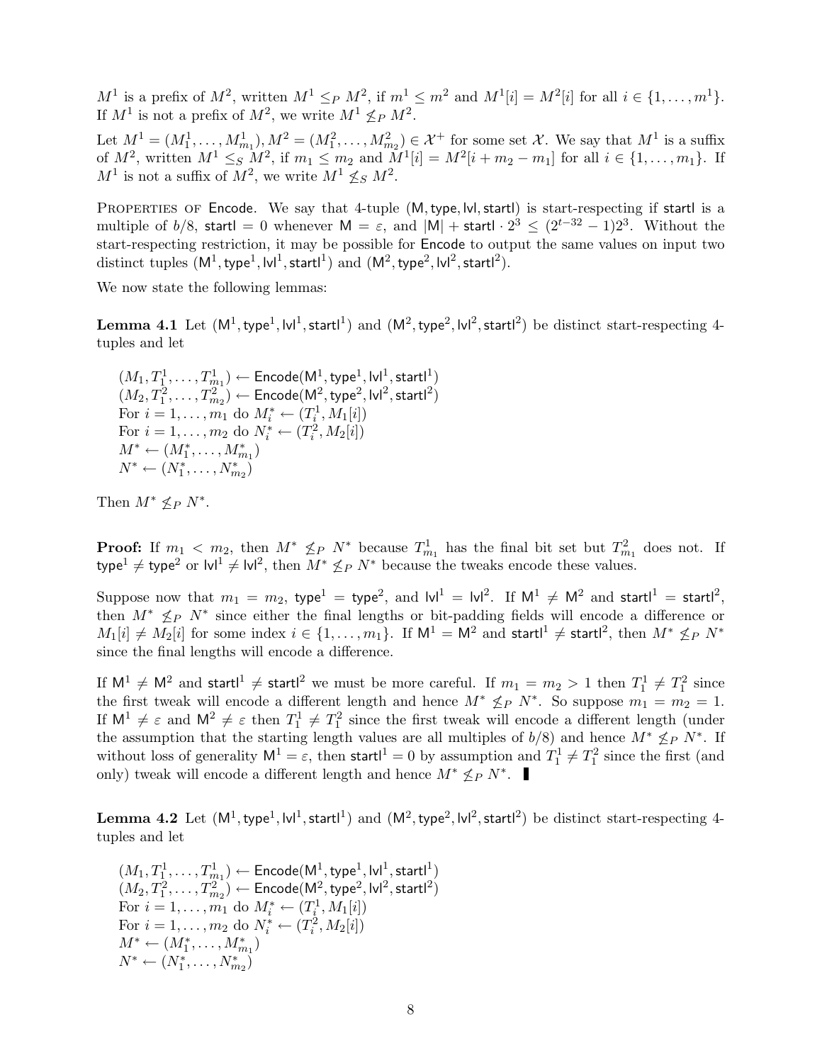$M^1$ is a prefix of $M^2$, written $M^1 \leq_P M^2$, if $m^1 \leq m^2$ and $M^1[i] = M^2[i]$ for all $i \in \{1, \ldots, m^1\}$. If $M^1$ is not a prefix of $M^2$, we write $M^1 \not\leq_P M^2$.

Let $M^1 = (M^1_1, \ldots, M^1_{m_1}), M^2 = (M^2_1, \ldots, M^2_{m_2}) \in \mathcal{X}^+$ for some set $\mathcal{X}$. We say that $M^1$ is a suffix of $M^2$, written $M^1 \leq_S M^2$, if $m_1 \leq m_2$ and $M^1[i] = M^2[i + m_2 - m_1]$ for all $i \in \{1, \ldots, m_1\}$. If $M^1$ is not a suffix of $M^2$, we write $M^1 \not\leq_S M^2$.

Properties of $\mathsf{Encode}$. We say that 4-tuple $(\mathsf{M}, \mathsf{type}, \mathsf{lvl}, \mathsf{startl})$ is start-respecting if $\mathsf{startl}$ is a multiple of $b/8$, $\mathsf{startl} = 0$ whenever $\mathsf{M} = \varepsilon$, and $|\mathsf{M}| + \mathsf{startl} \cdot 2^3 \leq (2^{t-32} - 1)2^3$. Without the start-respecting restriction, it may be possible for $\mathsf{Encode}$ to output the same values on input two distinct tuples $(\mathsf{M}^1, \mathsf{type}^1, \mathsf{lvl}^1, \mathsf{startl}^1)$ and $(\mathsf{M}^2, \mathsf{type}^2, \mathsf{lvl}^2, \mathsf{startl}^2)$.

We now state the following lemmas:

**Lemma 4.1** Let $(\mathsf{M}^1, \mathsf{type}^1, \mathsf{lvl}^1, \mathsf{startl}^1)$ and $(\mathsf{M}^2, \mathsf{type}^2, \mathsf{lvl}^2, \mathsf{startl}^2)$ be distinct start-respecting 4-tuples and let

$(M_1, T^1_1, \ldots, T^1_{m_1}) \leftarrow \mathsf{Encode}(\mathsf{M}^1, \mathsf{type}^1, \mathsf{lvl}^1, \mathsf{startl}^1)$
$(M_2, T^2_1, \ldots, T^2_{m_2}) \leftarrow \mathsf{Encode}(\mathsf{M}^2, \mathsf{type}^2, \mathsf{lvl}^2, \mathsf{startl}^2)$
For $i = 1, \ldots, m_1$ do $M^*_i \leftarrow (T^1_i, M_1[i])$
For $i = 1, \ldots, m_2$ do $N^*_i \leftarrow (T^2_i, M_2[i])$
$M^* \leftarrow (M^*_1, \ldots, M^*_{m_1})$
$N^* \leftarrow (N^*_1, \ldots, N^*_{m_2})$

Then $M^* \not\leq_P N^*$.

**Proof:** If $m_1 < m_2$, then $M^* \not\leq_P N^*$ because $T^1_{m_1}$ has the final bit set but $T^2_{m_1}$ does not. If $\mathsf{type}^1 \neq \mathsf{type}^2$ or $\mathsf{lvl}^1 \neq \mathsf{lvl}^2$, then $M^* \not\leq_P N^*$ because the tweaks encode these values.

Suppose now that $m_1 = m_2$, $\mathsf{type}^1 = \mathsf{type}^2$, and $\mathsf{lvl}^1 = \mathsf{lvl}^2$. If $\mathsf{M}^1 \neq \mathsf{M}^2$ and $\mathsf{startl}^1 = \mathsf{startl}^2$, then $M^* \not\leq_P N^*$ since either the final lengths or bit-padding fields will encode a difference or $M_1[i] \neq M_2[i]$ for some index $i \in \{1, \ldots, m_1\}$. If $\mathsf{M}^1 = \mathsf{M}^2$ and $\mathsf{startl}^1 \neq \mathsf{startl}^2$, then $M^* \not\leq_P N^*$ since the final lengths will encode a difference.

If $\mathsf{M}^1 \neq \mathsf{M}^2$ and $\mathsf{startl}^1 \neq \mathsf{startl}^2$ we must be more careful. If $m_1 = m_2 > 1$ then $T^1_1 \neq T^2_1$ since the first tweak will encode a different length and hence $M^* \not\leq_P N^*$. So suppose $m_1 = m_2 = 1$. If $\mathsf{M}^1 \neq \varepsilon$ and $\mathsf{M}^2 \neq \varepsilon$ then $T^1_1 \neq T^2_1$ since the first tweak will encode a different length (under the assumption that the starting length values are all multiples of $b/8$) and hence $M^* \not\leq_P N^*$. If without loss of generality $\mathsf{M}^1 = \varepsilon$, then $\mathsf{startl}^1 = 0$ by assumption and $T^1_1 \neq T^2_1$ since the first (and only) tweak will encode a different length and hence $M^* \not\leq_P N^*$. ∎

**Lemma 4.2** Let $(\mathsf{M}^1, \mathsf{type}^1, \mathsf{lvl}^1, \mathsf{startl}^1)$ and $(\mathsf{M}^2, \mathsf{type}^2, \mathsf{lvl}^2, \mathsf{startl}^2)$ be distinct start-respecting 4-tuples and let

$(M_1, T^1_1, \ldots, T^1_{m_1}) \leftarrow \mathsf{Encode}(\mathsf{M}^1, \mathsf{type}^1, \mathsf{lvl}^1, \mathsf{startl}^1)$
$(M_2, T^2_1, \ldots, T^2_{m_2}) \leftarrow \mathsf{Encode}(\mathsf{M}^2, \mathsf{type}^2, \mathsf{lvl}^2, \mathsf{startl}^2)$
For $i = 1, \ldots, m_1$ do $M^*_i \leftarrow (T^1_i, M_1[i])$
For $i = 1, \ldots, m_2$ do $N^*_i \leftarrow (T^2_i, M_2[i])$
$M^* \leftarrow (M^*_1, \ldots, M^*_{m_1})$
$N^* \leftarrow (N^*_1, \ldots, N^*_{m_2})$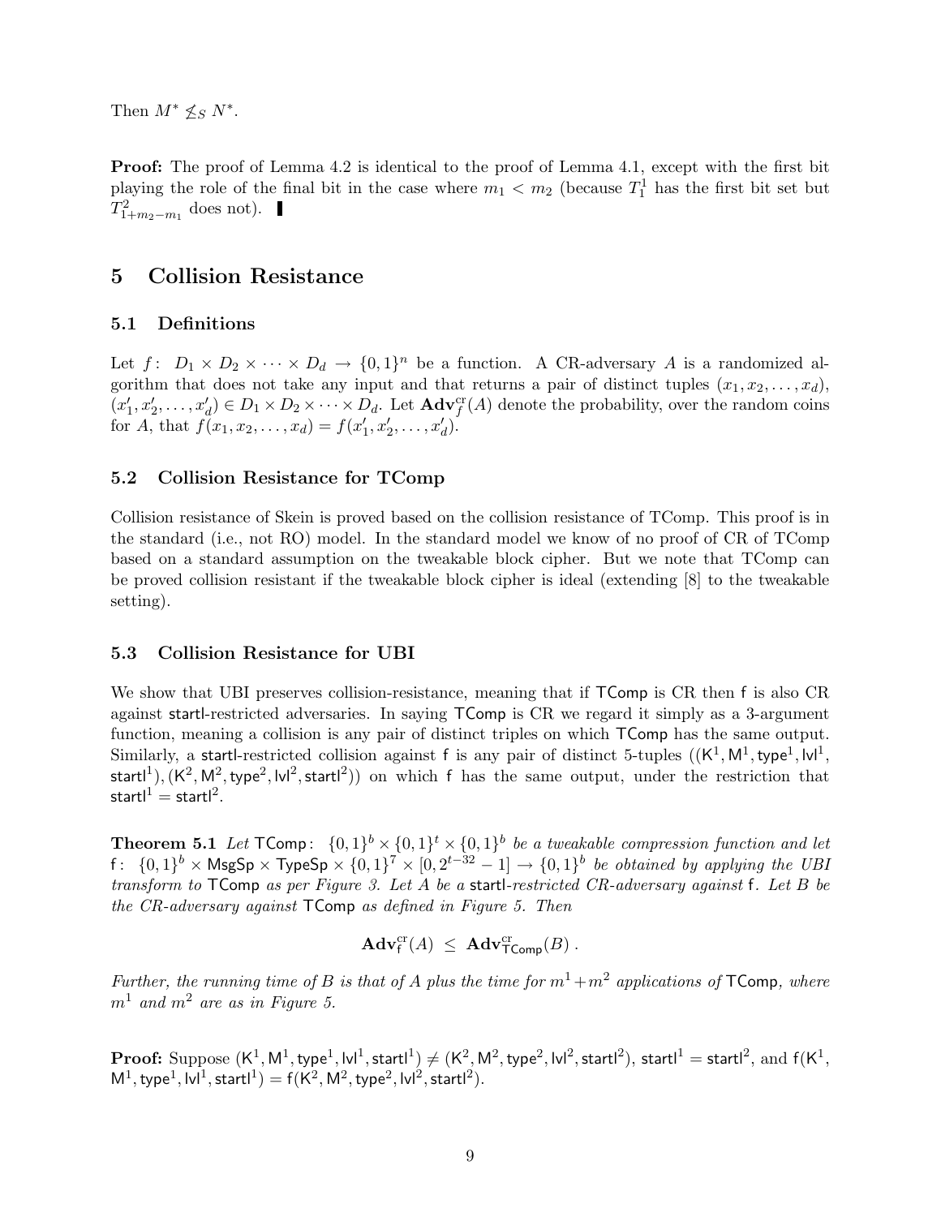Then $M^* \not\leq_S N^*$.

**Proof:** The proof of Lemma 4.2 is identical to the proof of Lemma 4.1, except with the first bit playing the role of the final bit in the case where $m_1 < m_2$ (because $T_1^1$ has the first bit set but $T_{1+m_2-m_1}^2$ does not). ▌

## 5 Collision Resistance

### 5.1 Definitions

Let $f\colon\ D_1 \times D_2 \times \cdots \times D_d \rightarrow \{0,1\}^n$ be a function. A CR-adversary $A$ is a randomized algorithm that does not take any input and that returns a pair of distinct tuples $(x_1, x_2, \ldots, x_d)$, $(x'_1, x'_2, \ldots, x'_d) \in D_1 \times D_2 \times \cdots \times D_d$. Let $\mathbf{Adv}_f^{\mathrm{cr}}(A)$ denote the probability, over the random coins for $A$, that $f(x_1, x_2, \ldots, x_d) = f(x'_1, x'_2, \ldots, x'_d)$.

### 5.2 Collision Resistance for TComp

Collision resistance of Skein is proved based on the collision resistance of TComp. This proof is in the standard (i.e., not RO) model. In the standard model we know of no proof of CR of TComp based on a standard assumption on the tweakable block cipher. But we note that TComp can be proved collision resistant if the tweakable block cipher is ideal (extending [8] to the tweakable setting).

### 5.3 Collision Resistance for UBI

We show that UBI preserves collision-resistance, meaning that if $\mathsf{TComp}$ is CR then $\mathsf{f}$ is also CR against $\mathsf{startl}$-restricted adversaries. In saying $\mathsf{TComp}$ is CR we regard it simply as a 3-argument function, meaning a collision is any pair of distinct triples on which $\mathsf{TComp}$ has the same output. Similarly, a $\mathsf{startl}$-restricted collision against $\mathsf{f}$ is any pair of distinct 5-tuples $((\mathsf{K}^1, \mathsf{M}^1, \mathsf{type}^1, \mathsf{lvl}^1, \mathsf{startl}^1), (\mathsf{K}^2, \mathsf{M}^2, \mathsf{type}^2, \mathsf{lvl}^2, \mathsf{startl}^2))$ on which $\mathsf{f}$ has the same output, under the restriction that $\mathsf{startl}^1 = \mathsf{startl}^2$.

**Theorem 5.1** *Let* $\mathsf{TComp}\colon\ \{0,1\}^b \times \{0,1\}^t \times \{0,1\}^b$ *be a tweakable compression function and let* $\mathsf{f}\colon\ \{0,1\}^b \times \mathsf{MsgSp} \times \mathsf{TypeSp} \times \{0,1\}^7 \times [0, 2^{t-32}-1] \rightarrow \{0,1\}^b$ *be obtained by applying the UBI transform to* $\mathsf{TComp}$ *as per Figure 3. Let $A$ be a* $\mathsf{startl}$*-restricted CR-adversary against* $\mathsf{f}$*. Let $B$ be the CR-adversary against* $\mathsf{TComp}$ *as defined in Figure 5. Then*

$$\mathbf{Adv}_{\mathsf{f}}^{\mathrm{cr}}(A) \ \leq\ \mathbf{Adv}_{\mathsf{TComp}}^{\mathrm{cr}}(B)\ .$$

*Further, the running time of $B$ is that of $A$ plus the time for $m^1 + m^2$ applications of* $\mathsf{TComp}$*, where $m^1$ and $m^2$ are as in Figure 5.*

**Proof:** Suppose $(\mathsf{K}^1, \mathsf{M}^1, \mathsf{type}^1, \mathsf{lvl}^1, \mathsf{startl}^1) \neq (\mathsf{K}^2, \mathsf{M}^2, \mathsf{type}^2, \mathsf{lvl}^2, \mathsf{startl}^2)$, $\mathsf{startl}^1 = \mathsf{startl}^2$, and $\mathsf{f}(\mathsf{K}^1, \mathsf{M}^1, \mathsf{type}^1, \mathsf{lvl}^1, \mathsf{startl}^1) = \mathsf{f}(\mathsf{K}^2, \mathsf{M}^2, \mathsf{type}^2, \mathsf{lvl}^2, \mathsf{startl}^2)$.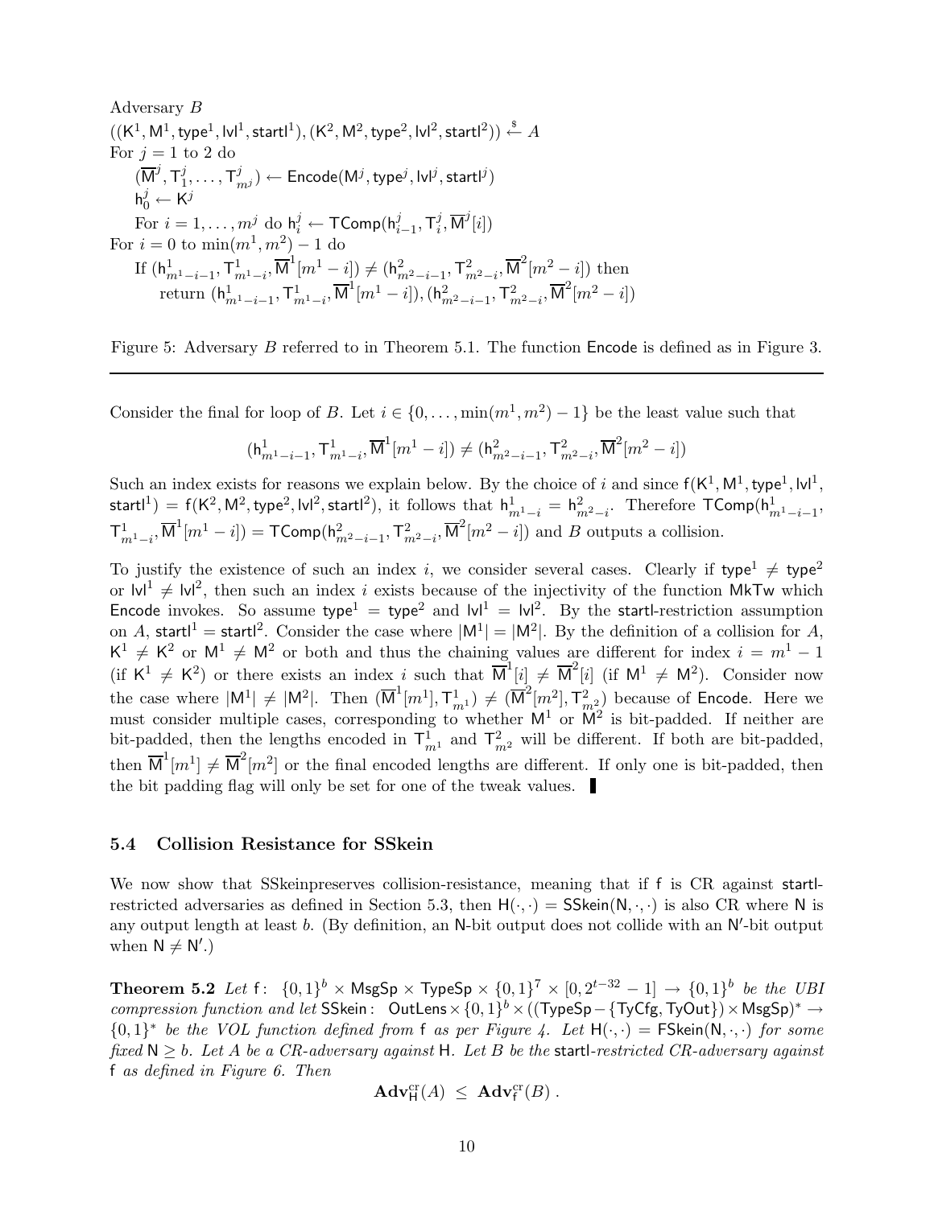Adversary $B$

$((\mathsf{K}^1, \mathsf{M}^1, \mathsf{type}^1, \mathsf{lvl}^1, \mathsf{startl}^1), (\mathsf{K}^2, \mathsf{M}^2, \mathsf{type}^2, \mathsf{lvl}^2, \mathsf{startl}^2)) \xleftarrow{\$} A$

For $j = 1$ to 2 do

$\quad (\overline{\mathsf{M}}^j, \mathsf{T}_1^j, \ldots, \mathsf{T}_{m^j}^j) \leftarrow \mathsf{Encode}(\mathsf{M}^j, \mathsf{type}^j, \mathsf{lvl}^j, \mathsf{startl}^j)$

$\quad \mathsf{h}_0^j \leftarrow \mathsf{K}^j$

$\quad$ For $i = 1, \ldots, m^j$ do $\mathsf{h}_i^j \leftarrow \mathsf{TComp}(\mathsf{h}_{i-1}^j, \mathsf{T}_i^j, \overline{\mathsf{M}}^j[i])$

For $i = 0$ to $\min(m^1, m^2) - 1$ do

$\quad$ If $(\mathsf{h}^1_{m^1-i-1}, \mathsf{T}^1_{m^1-i}, \overline{\mathsf{M}}^1[m^1 - i]) \neq (\mathsf{h}^2_{m^2-i-1}, \mathsf{T}^2_{m^2-i}, \overline{\mathsf{M}}^2[m^2 - i])$ then

$\quad\quad$ return $(\mathsf{h}^1_{m^1-i-1}, \mathsf{T}^1_{m^1-i}, \overline{\mathsf{M}}^1[m^1 - i]), (\mathsf{h}^2_{m^2-i-1}, \mathsf{T}^2_{m^2-i}, \overline{\mathsf{M}}^2[m^2 - i])$

Figure 5: Adversary $B$ referred to in Theorem 5.1. The function $\mathsf{Encode}$ is defined as in Figure 3.

---

Consider the final for loop of $B$. Let $i \in \{0, \ldots, \min(m^1, m^2) - 1\}$ be the least value such that

$$(\mathsf{h}^1_{m^1-i-1}, \mathsf{T}^1_{m^1-i}, \overline{\mathsf{M}}^1[m^1 - i]) \neq (\mathsf{h}^2_{m^2-i-1}, \mathsf{T}^2_{m^2-i}, \overline{\mathsf{M}}^2[m^2 - i])$$

Such an index exists for reasons we explain below. By the choice of $i$ and since $\mathsf{f}(\mathsf{K}^1, \mathsf{M}^1, \mathsf{type}^1, \mathsf{lvl}^1, \mathsf{startl}^1) = \mathsf{f}(\mathsf{K}^2, \mathsf{M}^2, \mathsf{type}^2, \mathsf{lvl}^2, \mathsf{startl}^2)$, it follows that $\mathsf{h}^1_{m^1-i} = \mathsf{h}^2_{m^2-i}$. Therefore $\mathsf{TComp}(\mathsf{h}^1_{m^1-i-1}, \mathsf{T}^1_{m^1-i}, \overline{\mathsf{M}}^1[m^1 - i]) = \mathsf{TComp}(\mathsf{h}^2_{m^2-i-1}, \mathsf{T}^2_{m^2-i}, \overline{\mathsf{M}}^2[m^2 - i])$ and $B$ outputs a collision.

To justify the existence of such an index $i$, we consider several cases. Clearly if $\mathsf{type}^1 \neq \mathsf{type}^2$ or $\mathsf{lvl}^1 \neq \mathsf{lvl}^2$, then such an index $i$ exists because of the injectivity of the function $\mathsf{MkTw}$ which $\mathsf{Encode}$ invokes. So assume $\mathsf{type}^1 = \mathsf{type}^2$ and $\mathsf{lvl}^1 = \mathsf{lvl}^2$. By the $\mathsf{startl}$-restriction assumption on $A$, $\mathsf{startl}^1 = \mathsf{startl}^2$. Consider the case where $|\mathsf{M}^1| = |\mathsf{M}^2|$. By the definition of a collision for $A$, $\mathsf{K}^1 \neq \mathsf{K}^2$ or $\mathsf{M}^1 \neq \mathsf{M}^2$ or both and thus the chaining values are different for index $i = m^1 - 1$ (if $\mathsf{K}^1 \neq \mathsf{K}^2$) or there exists an index $i$ such that $\overline{\mathsf{M}}^1[i] \neq \overline{\mathsf{M}}^2[i]$ (if $\mathsf{M}^1 \neq \mathsf{M}^2$). Consider now the case where $|\mathsf{M}^1| \neq |\mathsf{M}^2|$. Then $(\overline{\mathsf{M}}^1[m^1], \mathsf{T}^1_{m^1}) \neq (\overline{\mathsf{M}}^2[m^2], \mathsf{T}^2_{m^2})$ because of $\mathsf{Encode}$. Here we must consider multiple cases, corresponding to whether $\mathsf{M}^1$ or $\mathsf{M}^2$ is bit-padded. If neither are bit-padded, then the lengths encoded in $\mathsf{T}^1_{m^1}$ and $\mathsf{T}^2_{m^2}$ will be different. If both are bit-padded, then $\overline{\mathsf{M}}^1[m^1] \neq \overline{\mathsf{M}}^2[m^2]$ or the final encoded lengths are different. If only one is bit-padded, then the bit padding flag will only be set for one of the tweak values. ∎

### 5.4 Collision Resistance for SSkein

We now show that SSkeinpreserves collision-resistance, meaning that if $\mathsf{f}$ is CR against $\mathsf{startl}$-restricted adversaries as defined in Section 5.3, then $\mathsf{H}(\cdot,\cdot) = \mathsf{SSkein}(\mathsf{N}, \cdot, \cdot)$ is also CR where $\mathsf{N}$ is any output length at least $b$. (By definition, an $\mathsf{N}$-bit output does not collide with an $\mathsf{N}'$-bit output when $\mathsf{N} \neq \mathsf{N}'$.)

**Theorem 5.2** *Let* $\mathsf{f}\colon\ \{0,1\}^b \times \mathsf{MsgSp} \times \mathsf{TypeSp} \times \{0,1\}^7 \times [0, 2^{t-32} - 1] \to \{0,1\}^b$ *be the UBI compression function and let* $\mathsf{SSkein}\colon\ \mathsf{OutLens} \times \{0,1\}^b \times ((\mathsf{TypeSp} - \{\mathsf{TyCfg}, \mathsf{TyOut}\}) \times \mathsf{MsgSp})^* \to \{0,1\}^*$ *be the VOL function defined from* $\mathsf{f}$ *as per Figure 4. Let* $\mathsf{H}(\cdot,\cdot) = \mathsf{FSkein}(\mathsf{N}, \cdot, \cdot)$ *for some fixed* $\mathsf{N} \geq b$*. Let* $A$ *be a CR-adversary against* $\mathsf{H}$*. Let* $B$ *be the* $\mathsf{startl}$*-restricted CR-adversary against* $\mathsf{f}$ *as defined in Figure 6. Then*

$$\mathbf{Adv}^{\mathrm{cr}}_{\mathsf{H}}(A) \ \leq\ \mathbf{Adv}^{\mathrm{cr}}_{\mathsf{f}}(B)\ .$$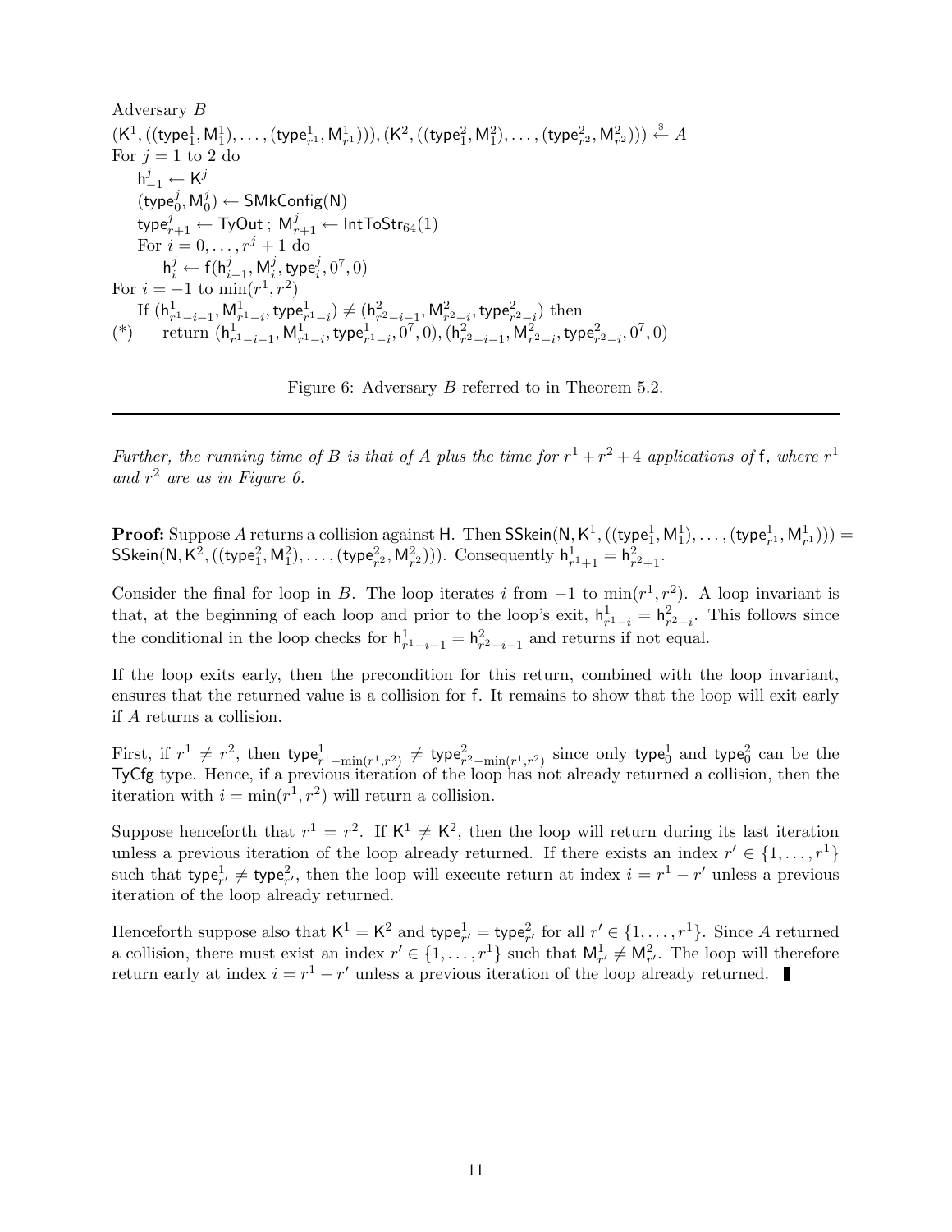Adversary $B$

$(\mathsf{K}^1, ((\mathsf{type}^1_1, \mathsf{M}^1_1), \ldots, (\mathsf{type}^1_{r^1}, \mathsf{M}^1_{r^1}))), (\mathsf{K}^2, ((\mathsf{type}^2_1, \mathsf{M}^2_1), \ldots, (\mathsf{type}^2_{r^2}, \mathsf{M}^2_{r^2}))) \xleftarrow{\$} A$

For $j = 1$ to 2 do

  $\mathsf{h}^j_{-1} \leftarrow \mathsf{K}^j$

  $(\mathsf{type}^j_0, \mathsf{M}^j_0) \leftarrow \mathsf{SMkConfig}(\mathsf{N})$

  $\mathsf{type}^j_{r+1} \leftarrow \mathsf{TyOut}$ ; $\mathsf{M}^j_{r+1} \leftarrow \mathsf{IntToStr}_{64}(1)$

  For $i = 0, \ldots, r^j + 1$ do

    $\mathsf{h}^j_i \leftarrow \mathsf{f}(\mathsf{h}^j_{i-1}, \mathsf{M}^j_i, \mathsf{type}^j_i, 0^7, 0)$

For $i = -1$ to $\min(r^1, r^2)$

  If $(\mathsf{h}^1_{r^1-i-1}, \mathsf{M}^1_{r^1-i}, \mathsf{type}^1_{r^1-i}) \neq (\mathsf{h}^2_{r^2-i-1}, \mathsf{M}^2_{r^2-i}, \mathsf{type}^2_{r^2-i})$ then

(*)   return $(\mathsf{h}^1_{r^1-i-1}, \mathsf{M}^1_{r^1-i}, \mathsf{type}^1_{r^1-i}, 0^7, 0), (\mathsf{h}^2_{r^2-i-1}, \mathsf{M}^2_{r^2-i}, \mathsf{type}^2_{r^2-i}, 0^7, 0)$

Figure 6: Adversary $B$ referred to in Theorem 5.2.

---

*Further, the running time of $B$ is that of $A$ plus the time for $r^1 + r^2 + 4$ applications of $\mathsf{f}$, where $r^1$ and $r^2$ are as in Figure 6.*

**Proof:** Suppose $A$ returns a collision against $\mathsf{H}$. Then $\mathsf{SSkein}(\mathsf{N}, \mathsf{K}^1, ((\mathsf{type}^1_1, \mathsf{M}^1_1), \ldots, (\mathsf{type}^1_{r^1}, \mathsf{M}^1_{r^1}))) = \mathsf{SSkein}(\mathsf{N}, \mathsf{K}^2, ((\mathsf{type}^2_1, \mathsf{M}^2_1), \ldots, (\mathsf{type}^2_{r^2}, \mathsf{M}^2_{r^2})))$. Consequently $\mathsf{h}^1_{r^1+1} = \mathsf{h}^2_{r^2+1}$.

Consider the final for loop in $B$. The loop iterates $i$ from $-1$ to $\min(r^1, r^2)$. A loop invariant is that, at the beginning of each loop and prior to the loop's exit, $\mathsf{h}^1_{r^1-i} = \mathsf{h}^2_{r^2-i}$. This follows since the conditional in the loop checks for $\mathsf{h}^1_{r^1-i-1} = \mathsf{h}^2_{r^2-i-1}$ and returns if not equal.

If the loop exits early, then the precondition for this return, combined with the loop invariant, ensures that the returned value is a collision for $\mathsf{f}$. It remains to show that the loop will exit early if $A$ returns a collision.

First, if $r^1 \neq r^2$, then $\mathsf{type}^1_{r^1-\min(r^1,r^2)} \neq \mathsf{type}^2_{r^2-\min(r^1,r^2)}$ since only $\mathsf{type}^1_0$ and $\mathsf{type}^2_0$ can be the $\mathsf{TyCfg}$ type. Hence, if a previous iteration of the loop has not already returned a collision, then the iteration with $i = \min(r^1, r^2)$ will return a collision.

Suppose henceforth that $r^1 = r^2$. If $\mathsf{K}^1 \neq \mathsf{K}^2$, then the loop will return during its last iteration unless a previous iteration of the loop already returned. If there exists an index $r' \in \{1, \ldots, r^1\}$ such that $\mathsf{type}^1_{r'} \neq \mathsf{type}^2_{r'}$, then the loop will execute return at index $i = r^1 - r'$ unless a previous iteration of the loop already returned.

Henceforth suppose also that $\mathsf{K}^1 = \mathsf{K}^2$ and $\mathsf{type}^1_{r'} = \mathsf{type}^2_{r'}$ for all $r' \in \{1, \ldots, r^1\}$. Since $A$ returned a collision, there must exist an index $r' \in \{1, \ldots, r^1\}$ such that $\mathsf{M}^1_{r'} \neq \mathsf{M}^2_{r'}$. The loop will therefore return early at index $i = r^1 - r'$ unless a previous iteration of the loop already returned. ∎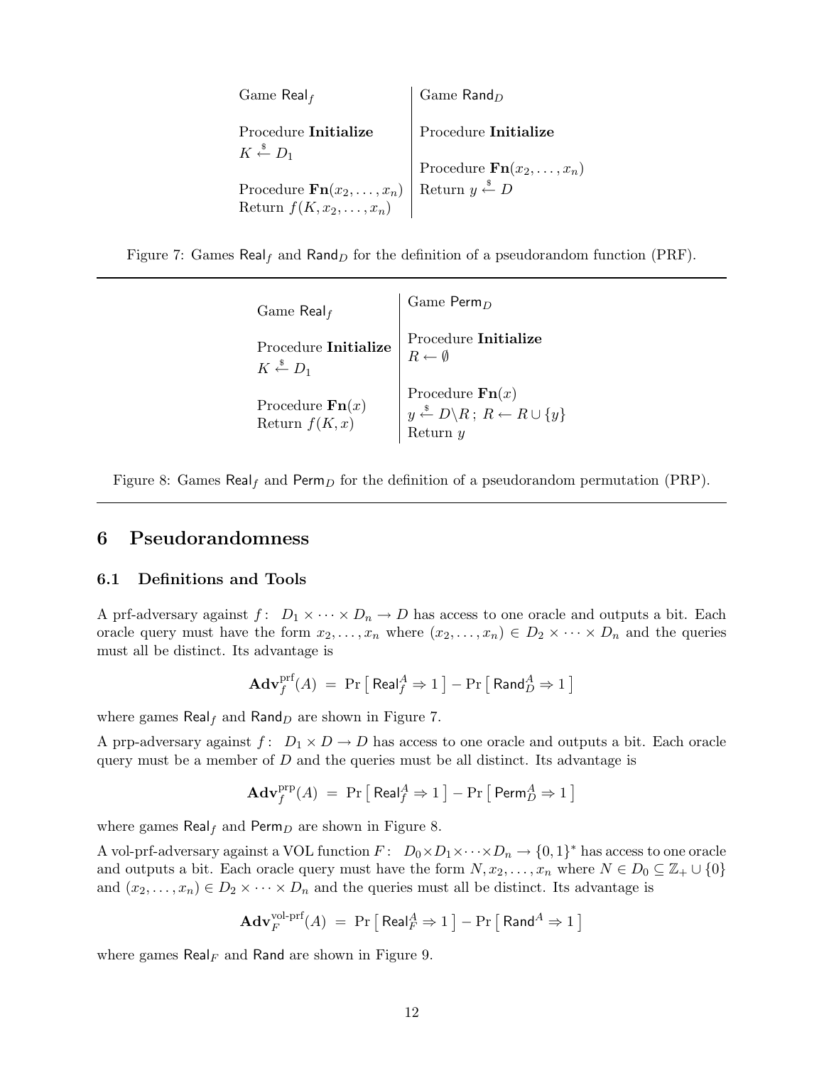| Game $\mathsf{Real}_f$ | Game $\mathsf{Rand}_D$ |
|---|---|
| Procedure **Initialize** | Procedure **Initialize** |
| $K \xleftarrow{\$} D_1$ | |
| Procedure $\mathbf{Fn}(x_2, \ldots, x_n)$ | Procedure $\mathbf{Fn}(x_2, \ldots, x_n)$ |
| Return $f(K, x_2, \ldots, x_n)$ | Return $y \xleftarrow{\$} D$ |

Figure 7: Games $\mathsf{Real}_f$ and $\mathsf{Rand}_D$ for the definition of a pseudorandom function (PRF).

| Game $\mathsf{Real}_f$ | Game $\mathsf{Perm}_D$ |
|---|---|
| Procedure **Initialize** | Procedure **Initialize** |
| $K \xleftarrow{\$} D_1$ | $R \leftarrow \emptyset$ |
| Procedure $\mathbf{Fn}(x)$ | Procedure $\mathbf{Fn}(x)$ |
| Return $f(K, x)$ | $y \xleftarrow{\$} D \backslash R \,;\; R \leftarrow R \cup \{y\}$ |
| | Return $y$ |

Figure 8: Games $\mathsf{Real}_f$ and $\mathsf{Perm}_D$ for the definition of a pseudorandom permutation (PRP).

## 6 Pseudorandomness

### 6.1 Definitions and Tools

A prf-adversary against $f\colon\ D_1 \times \cdots \times D_n \to D$ has access to one oracle and outputs a bit. Each oracle query must have the form $x_2, \ldots, x_n$ where $(x_2, \ldots, x_n) \in D_2 \times \cdots \times D_n$ and the queries must all be distinct. Its advantage is

$$\mathbf{Adv}_f^{\mathrm{prf}}(A) \;=\; \Pr\left[\, \mathsf{Real}_f^A \Rightarrow 1 \,\right] - \Pr\left[\, \mathsf{Rand}_D^A \Rightarrow 1 \,\right]$$

where games $\mathsf{Real}_f$ and $\mathsf{Rand}_D$ are shown in Figure 7.

A prp-adversary against $f\colon\ D_1 \times D \to D$ has access to one oracle and outputs a bit. Each oracle query must be a member of $D$ and the queries must be all distinct. Its advantage is

$$\mathbf{Adv}_f^{\mathrm{prp}}(A) \;=\; \Pr\left[\, \mathsf{Real}_f^A \Rightarrow 1 \,\right] - \Pr\left[\, \mathsf{Perm}_D^A \Rightarrow 1 \,\right]$$

where games $\mathsf{Real}_f$ and $\mathsf{Perm}_D$ are shown in Figure 8.

A vol-prf-adversary against a VOL function $F\colon\ D_0 \times D_1 \times \cdots \times D_n \to \{0,1\}^*$ has access to one oracle and outputs a bit. Each oracle query must have the form $N, x_2, \ldots, x_n$ where $N \in D_0 \subseteq \mathbb{Z}_+ \cup \{0\}$ and $(x_2, \ldots, x_n) \in D_2 \times \cdots \times D_n$ and the queries must all be distinct. Its advantage is

$$\mathbf{Adv}_F^{\text{vol-prf}}(A) \;=\; \Pr\left[\, \mathsf{Real}_F^A \Rightarrow 1 \,\right] - \Pr\left[\, \mathsf{Rand}^A \Rightarrow 1 \,\right]$$

where games $\mathsf{Real}_F$ and $\mathsf{Rand}$ are shown in Figure 9.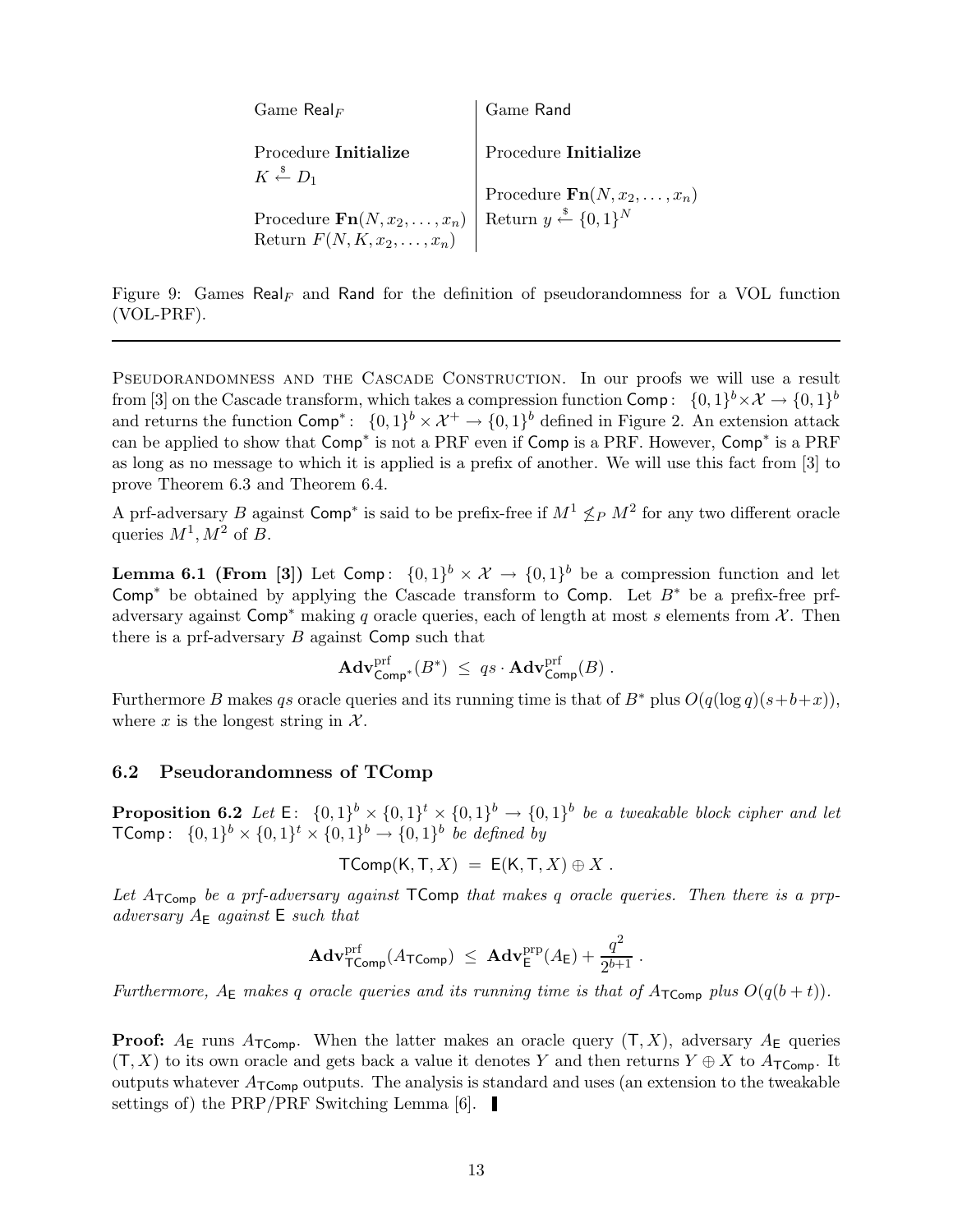| Game $\mathsf{Real}_F$ | Game $\mathsf{Rand}$ |
|---|---|
| Procedure **Initialize** | Procedure **Initialize** |
| $K \xleftarrow{\$} D_1$ | |
| | Procedure $\mathbf{Fn}(N, x_2, \ldots, x_n)$ |
| Procedure $\mathbf{Fn}(N, x_2, \ldots, x_n)$ | Return $y \xleftarrow{\$} \{0,1\}^N$ |
| Return $F(N, K, x_2, \ldots, x_n)$ | |

Figure 9: Games $\mathsf{Real}_F$ and $\mathsf{Rand}$ for the definition of pseudorandomness for a VOL function (VOL-PRF).

---

Pseudorandomness and the Cascade Construction. In our proofs we will use a result from [3] on the Cascade transform, which takes a compression function $\mathsf{Comp}\colon\ \{0,1\}^b \times \mathcal{X} \to \{0,1\}^b$ and returns the function $\mathsf{Comp}^*\colon\ \{0,1\}^b \times \mathcal{X}^+ \to \{0,1\}^b$ defined in Figure 2. An extension attack can be applied to show that $\mathsf{Comp}^*$ is not a PRF even if $\mathsf{Comp}$ is a PRF. However, $\mathsf{Comp}^*$ is a PRF as long as no message to which it is applied is a prefix of another. We will use this fact from [3] to prove Theorem 6.3 and Theorem 6.4.

A prf-adversary $B$ against $\mathsf{Comp}^*$ is said to be prefix-free if $M^1 \not\leq_P M^2$ for any two different oracle queries $M^1, M^2$ of $B$.

**Lemma 6.1 (From [3])** Let $\mathsf{Comp}\colon\ \{0,1\}^b \times \mathcal{X} \to \{0,1\}^b$ be a compression function and let $\mathsf{Comp}^*$ be obtained by applying the Cascade transform to $\mathsf{Comp}$. Let $B^*$ be a prefix-free prf-adversary against $\mathsf{Comp}^*$ making $q$ oracle queries, each of length at most $s$ elements from $\mathcal{X}$. Then there is a prf-adversary $B$ against $\mathsf{Comp}$ such that

$$\mathbf{Adv}^{\mathrm{prf}}_{\mathsf{Comp}^*}(B^*) \ \leq\ qs \cdot \mathbf{Adv}^{\mathrm{prf}}_{\mathsf{Comp}}(B)\ .$$

Furthermore $B$ makes $qs$ oracle queries and its running time is that of $B^*$ plus $O(q(\log q)(s+b+x))$, where $x$ is the longest string in $\mathcal{X}$.

## 6.2 Pseudorandomness of TComp

**Proposition 6.2** *Let $\mathsf{E}\colon\ \{0,1\}^b \times \{0,1\}^t \times \{0,1\}^b \to \{0,1\}^b$ be a tweakable block cipher and let $\mathsf{TComp}\colon\ \{0,1\}^b \times \{0,1\}^t \times \{0,1\}^b \to \{0,1\}^b$ be defined by*

$$\mathsf{TComp}(\mathsf{K}, \mathsf{T}, X) \ =\ \mathsf{E}(\mathsf{K}, \mathsf{T}, X) \oplus X\ .$$

*Let $A_{\mathsf{TComp}}$ be a prf-adversary against $\mathsf{TComp}$ that makes $q$ oracle queries. Then there is a prp-adversary $A_{\mathsf{E}}$ against $\mathsf{E}$ such that*

$$\mathbf{Adv}^{\mathrm{prf}}_{\mathsf{TComp}}(A_{\mathsf{TComp}}) \ \leq\ \mathbf{Adv}^{\mathrm{prp}}_{\mathsf{E}}(A_{\mathsf{E}}) + \frac{q^2}{2^{b+1}}\ .$$

*Furthermore, $A_{\mathsf{E}}$ makes $q$ oracle queries and its running time is that of $A_{\mathsf{TComp}}$ plus $O(q(b+t))$.*

**Proof:** $A_{\mathsf{E}}$ runs $A_{\mathsf{TComp}}$. When the latter makes an oracle query $(\mathsf{T}, X)$, adversary $A_{\mathsf{E}}$ queries $(\mathsf{T}, X)$ to its own oracle and gets back a value it denotes $Y$ and then returns $Y \oplus X$ to $A_{\mathsf{TComp}}$. It outputs whatever $A_{\mathsf{TComp}}$ outputs. The analysis is standard and uses (an extension to the tweakable settings of) the PRP/PRF Switching Lemma [6]. ▌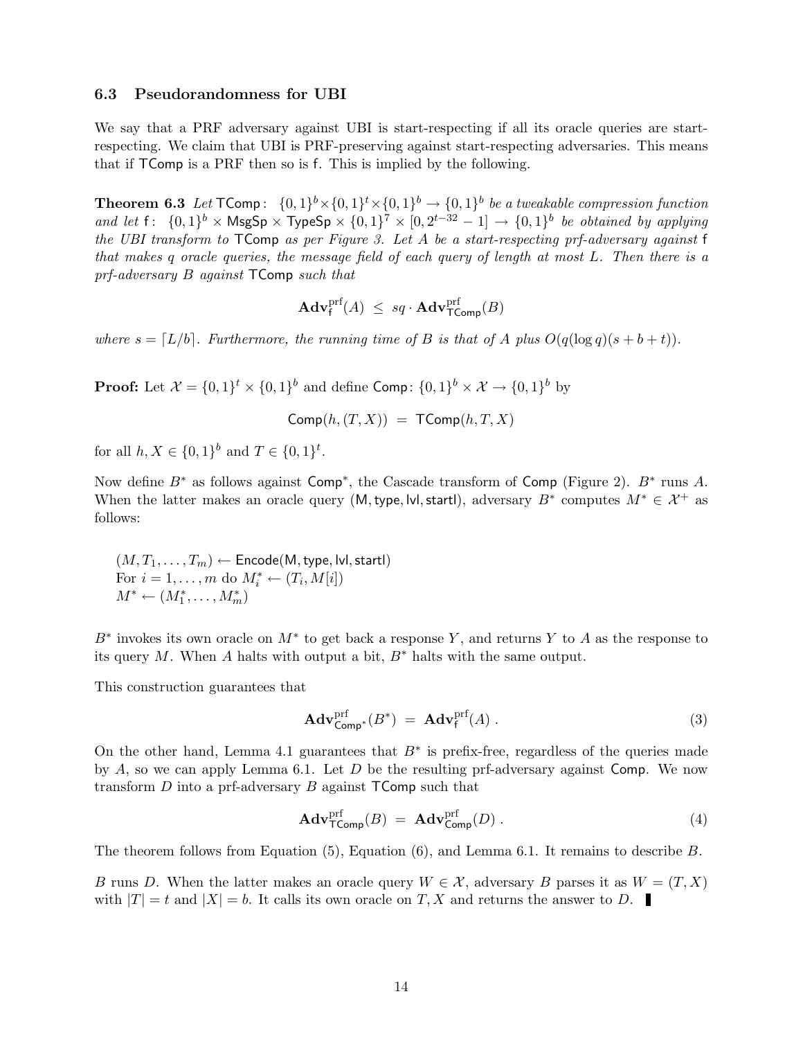### 6.3 Pseudorandomness for UBI

We say that a PRF adversary against UBI is start-respecting if all its oracle queries are start-respecting. We claim that UBI is PRF-preserving against start-respecting adversaries. This means that if $\mathsf{TComp}$ is a PRF then so is $\mathsf{f}$. This is implied by the following.

**Theorem 6.3** *Let* $\mathsf{TComp}\colon \{0,1\}^b \times \{0,1\}^t \times \{0,1\}^b \to \{0,1\}^b$ *be a tweakable compression function and let* $\mathsf{f}\colon \{0,1\}^b \times \mathsf{MsgSp} \times \mathsf{TypeSp} \times \{0,1\}^7 \times [0, 2^{t-32}-1] \to \{0,1\}^b$ *be obtained by applying the UBI transform to* $\mathsf{TComp}$ *as per Figure 3. Let* $A$ *be a start-respecting prf-adversary against* $\mathsf{f}$ *that makes* $q$ *oracle queries, the message field of each query of length at most* $L$*. Then there is a prf-adversary* $B$ *against* $\mathsf{TComp}$ *such that*

$$\mathbf{Adv}^{\mathrm{prf}}_{\mathsf{f}}(A) \;\leq\; sq \cdot \mathbf{Adv}^{\mathrm{prf}}_{\mathsf{TComp}}(B)$$

*where* $s = \lceil L/b \rceil$*. Furthermore, the running time of* $B$ *is that of* $A$ *plus* $O(q(\log q)(s+b+t))$*.*

**Proof:** Let $\mathcal{X} = \{0,1\}^t \times \{0,1\}^b$ and define $\mathsf{Comp}\colon \{0,1\}^b \times \mathcal{X} \to \{0,1\}^b$ by

$$\mathsf{Comp}(h, (T, X)) \;=\; \mathsf{TComp}(h, T, X)$$

for all $h, X \in \{0,1\}^b$ and $T \in \{0,1\}^t$.

Now define $B^*$ as follows against $\mathsf{Comp}^*$, the Cascade transform of $\mathsf{Comp}$ (Figure 2). $B^*$ runs $A$. When the latter makes an oracle query $(\mathsf{M}, \mathsf{type}, \mathsf{lvl}, \mathsf{startl})$, adversary $B^*$ computes $M^* \in \mathcal{X}^+$ as follows:

$(M, T_1, \ldots, T_m) \leftarrow \mathsf{Encode}(\mathsf{M}, \mathsf{type}, \mathsf{lvl}, \mathsf{startl})$
For $i = 1, \ldots, m$ do $M^*_i \leftarrow (T_i, M[i])$
$M^* \leftarrow (M^*_1, \ldots, M^*_m)$

$B^*$ invokes its own oracle on $M^*$ to get back a response $Y$, and returns $Y$ to $A$ as the response to its query $M$. When $A$ halts with output a bit, $B^*$ halts with the same output.

This construction guarantees that

$$\mathbf{Adv}^{\mathrm{prf}}_{\mathsf{Comp}^*}(B^*) \;=\; \mathbf{Adv}^{\mathrm{prf}}_{\mathsf{f}}(A)\,. \tag{3}$$

On the other hand, Lemma 4.1 guarantees that $B^*$ is prefix-free, regardless of the queries made by $A$, so we can apply Lemma 6.1. Let $D$ be the resulting prf-adversary against $\mathsf{Comp}$. We now transform $D$ into a prf-adversary $B$ against $\mathsf{TComp}$ such that

$$\mathbf{Adv}^{\mathrm{prf}}_{\mathsf{TComp}}(B) \;=\; \mathbf{Adv}^{\mathrm{prf}}_{\mathsf{Comp}}(D)\,. \tag{4}$$

The theorem follows from Equation (5), Equation (6), and Lemma 6.1. It remains to describe $B$.

$B$ runs $D$. When the latter makes an oracle query $W \in \mathcal{X}$, adversary $B$ parses it as $W = (T, X)$ with $|T| = t$ and $|X| = b$. It calls its own oracle on $T, X$ and returns the answer to $D$. ∎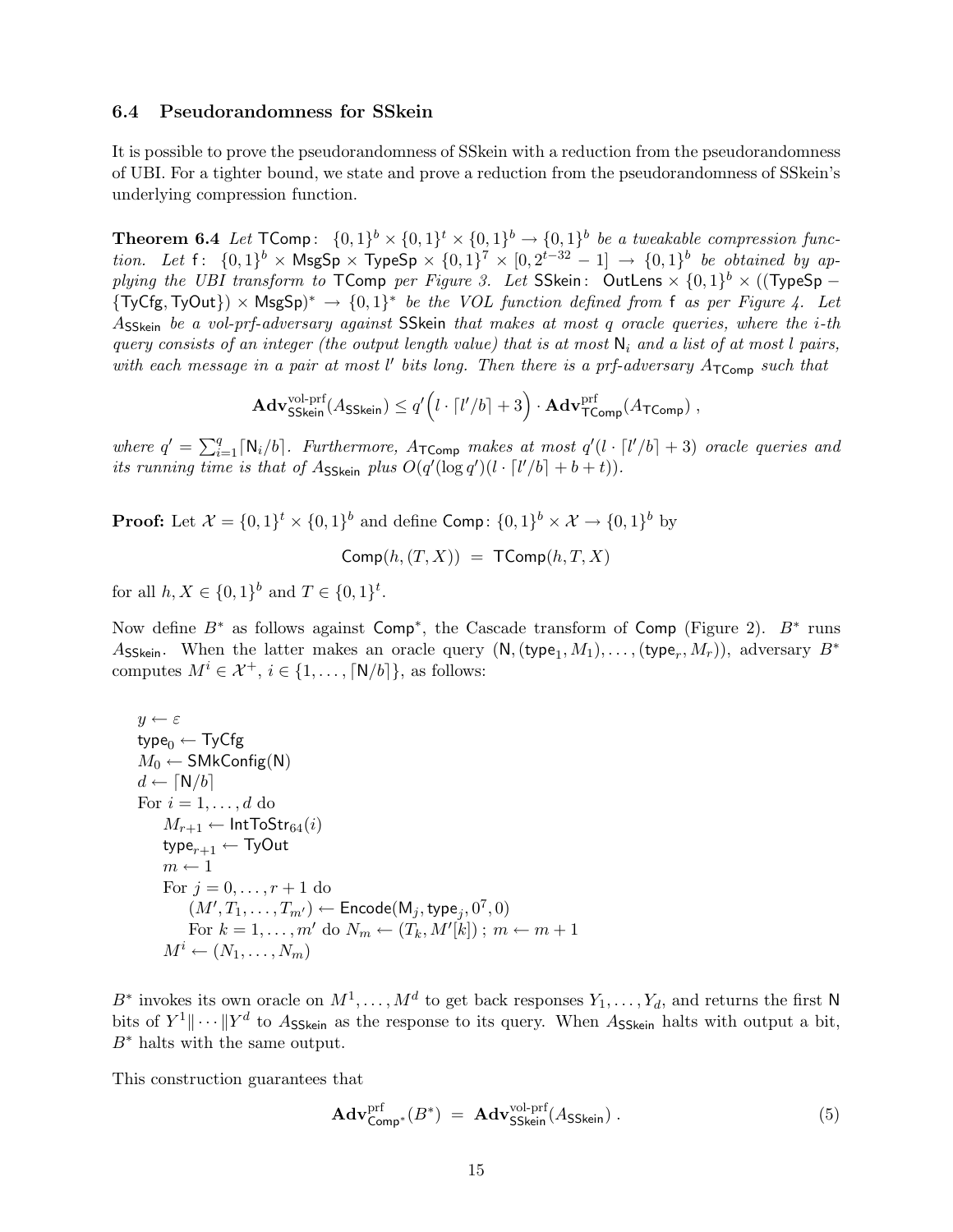### 6.4 Pseudorandomness for SSkein

It is possible to prove the pseudorandomness of SSkein with a reduction from the pseudorandomness of UBI. For a tighter bound, we state and prove a reduction from the pseudorandomness of SSkein's underlying compression function.

**Theorem 6.4** *Let* $\mathsf{TComp}\colon\ \{0,1\}^b \times \{0,1\}^t \times \{0,1\}^b \to \{0,1\}^b$ *be a tweakable compression function. Let* $\mathsf{f}\colon\ \{0,1\}^b \times \mathsf{MsgSp} \times \mathsf{TypeSp} \times \{0,1\}^7 \times [0, 2^{t-32}-1] \to \{0,1\}^b$ *be obtained by applying the UBI transform to* $\mathsf{TComp}$ *per Figure 3. Let* $\mathsf{SSkein}\colon\ \mathsf{OutLens} \times \{0,1\}^b \times ((\mathsf{TypeSp} - \{\mathsf{TyCfg}, \mathsf{TyOut}\}) \times \mathsf{MsgSp})^* \to \{0,1\}^*$ *be the VOL function defined from* $\mathsf{f}$ *as per Figure 4. Let* $A_{\mathsf{SSkein}}$ *be a vol-prf-adversary against* $\mathsf{SSkein}$ *that makes at most* $q$ *oracle queries, where the i-th query consists of an integer (the output length value) that is at most* $\mathsf{N}_i$ *and a list of at most* $l$ *pairs, with each message in a pair at most* $l'$ *bits long. Then there is a prf-adversary* $A_{\mathsf{TComp}}$ *such that*

$$\mathbf{Adv}^{\text{vol-prf}}_{\mathsf{SSkein}}(A_{\mathsf{SSkein}}) \leq q'\Big(l \cdot \lceil l'/b \rceil + 3\Big) \cdot \mathbf{Adv}^{\text{prf}}_{\mathsf{TComp}}(A_{\mathsf{TComp}}) \ ,$$

*where* $q' = \sum_{i=1}^{q} \lceil \mathsf{N}_i/b \rceil$*. Furthermore,* $A_{\mathsf{TComp}}$ *makes at most* $q'(l \cdot \lceil l'/b \rceil + 3)$ *oracle queries and its running time is that of* $A_{\mathsf{SSkein}}$ *plus* $O(q'(\log q')(l \cdot \lceil l'/b \rceil + b + t))$*.*

**Proof:** Let $\mathcal{X} = \{0,1\}^t \times \{0,1\}^b$ and define $\mathsf{Comp}\colon \{0,1\}^b \times \mathcal{X} \to \{0,1\}^b$ by

$$\mathsf{Comp}(h, (T, X)) \ = \ \mathsf{TComp}(h, T, X)$$

for all $h, X \in \{0,1\}^b$ and $T \in \{0,1\}^t$.

Now define $B^*$ as follows against $\mathsf{Comp}^*$, the Cascade transform of $\mathsf{Comp}$ (Figure 2). $B^*$ runs $A_{\mathsf{SSkein}}$. When the latter makes an oracle query $(\mathsf{N}, (\mathsf{type}_1, M_1), \ldots, (\mathsf{type}_r, M_r))$, adversary $B^*$ computes $M^i \in \mathcal{X}^+$, $i \in \{1, \ldots, \lceil \mathsf{N}/b \rceil\}$, as follows:

$y \leftarrow \varepsilon$
$\mathsf{type}_0 \leftarrow \mathsf{TyCfg}$
$M_0 \leftarrow \mathsf{SMkConfig}(\mathsf{N})$
$d \leftarrow \lceil \mathsf{N}/b \rceil$
For $i = 1, \ldots, d$ do
    $M_{r+1} \leftarrow \mathsf{IntToStr}_{64}(i)$
    $\mathsf{type}_{r+1} \leftarrow \mathsf{TyOut}$
    $m \leftarrow 1$
    For $j = 0, \ldots, r+1$ do
        $(M', T_1, \ldots, T_{m'}) \leftarrow \mathsf{Encode}(\mathsf{M}_j, \mathsf{type}_j, 0^7, 0)$
        For $k = 1, \ldots, m'$ do $N_m \leftarrow (T_k, M'[k])$ ; $m \leftarrow m + 1$
    $M^i \leftarrow (N_1, \ldots, N_m)$

$B^*$ invokes its own oracle on $M^1, \ldots, M^d$ to get back responses $Y_1, \ldots, Y_d$, and returns the first $\mathsf{N}$ bits of $Y^1 \| \cdots \| Y^d$ to $A_{\mathsf{SSkein}}$ as the response to its query. When $A_{\mathsf{SSkein}}$ halts with output a bit, $B^*$ halts with the same output.

This construction guarantees that

$$\mathbf{Adv}^{\text{prf}}_{\mathsf{Comp}^*}(B^*) \ = \ \mathbf{Adv}^{\text{vol-prf}}_{\mathsf{SSkein}}(A_{\mathsf{SSkein}}) \ . \tag{5}$$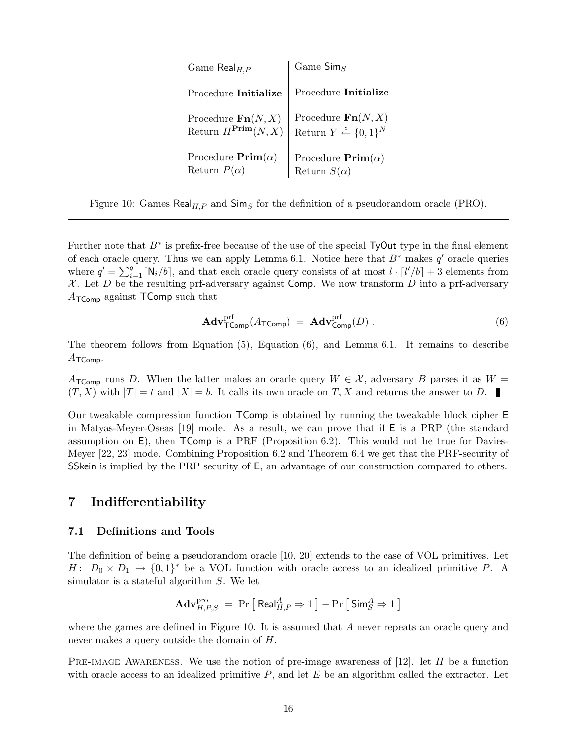| Game $\mathsf{Real}_{H,P}$ | Game $\mathsf{Sim}_S$ |
|---|---|
| Procedure **Initialize** | Procedure **Initialize** |
| Procedure $\mathbf{Fn}(N,X)$ <br> Return $H^{\mathbf{Prim}}(N,X)$ | Procedure $\mathbf{Fn}(N,X)$ <br> Return $Y \stackrel{\$}{\leftarrow} \{0,1\}^N$ |
| Procedure $\mathbf{Prim}(\alpha)$ <br> Return $P(\alpha)$ | Procedure $\mathbf{Prim}(\alpha)$ <br> Return $S(\alpha)$ |

Figure 10: Games $\mathsf{Real}_{H,P}$ and $\mathsf{Sim}_S$ for the definition of a pseudorandom oracle (PRO).

---

Further note that $B^*$ is prefix-free because of the use of the special $\mathsf{TyOut}$ type in the final element of each oracle query. Thus we can apply Lemma 6.1. Notice here that $B^*$ makes $q'$ oracle queries where $q' = \sum_{i=1}^{q} \lceil \mathsf{N}_i / b \rceil$, and that each oracle query consists of at most $l \cdot \lceil l'/b \rceil + 3$ elements from $\mathcal{X}$. Let $D$ be the resulting prf-adversary against $\mathsf{Comp}$. We now transform $D$ into a prf-adversary $A_{\mathsf{TComp}}$ against $\mathsf{TComp}$ such that

$$\mathbf{Adv}^{\mathrm{prf}}_{\mathsf{TComp}}(A_{\mathsf{TComp}}) \;=\; \mathbf{Adv}^{\mathrm{prf}}_{\mathsf{Comp}}(D)\;. \tag{6}$$

The theorem follows from Equation (5), Equation (6), and Lemma 6.1. It remains to describe $A_{\mathsf{TComp}}$.

$A_{\mathsf{TComp}}$ runs $D$. When the latter makes an oracle query $W \in \mathcal{X}$, adversary $B$ parses it as $W = (T, X)$ with $|T| = t$ and $|X| = b$. It calls its own oracle on $T, X$ and returns the answer to $D$. ■

Our tweakable compression function $\mathsf{TComp}$ is obtained by running the tweakable block cipher $\mathsf{E}$ in Matyas-Meyer-Oseas [19] mode. As a result, we can prove that if $\mathsf{E}$ is a PRP (the standard assumption on $\mathsf{E}$), then $\mathsf{TComp}$ is a PRF (Proposition 6.2). This would not be true for Davies-Meyer [22, 23] mode. Combining Proposition 6.2 and Theorem 6.4 we get that the PRF-security of $\mathsf{SSkein}$ is implied by the PRP security of $\mathsf{E}$, an advantage of our construction compared to others.

## 7 Indifferentiability

### 7.1 Definitions and Tools

The definition of being a pseudorandom oracle [10, 20] extends to the case of VOL primitives. Let $H\colon\; D_0 \times D_1 \to \{0,1\}^*$ be a VOL function with oracle access to an idealized primitive $P$. A simulator is a stateful algorithm $S$. We let

$$\mathbf{Adv}^{\mathrm{pro}}_{H,P,S} \;=\; \Pr\left[\,\mathsf{Real}^{A}_{H,P} \Rightarrow 1\,\right] - \Pr\left[\,\mathsf{Sim}^{A}_{S} \Rightarrow 1\,\right]$$

where the games are defined in Figure 10. It is assumed that $A$ never repeats an oracle query and never makes a query outside the domain of $H$.

Pre-image Awareness. We use the notion of pre-image awareness of [12]. let $H$ be a function with oracle access to an idealized primitive $P$, and let $E$ be an algorithm called the extractor. Let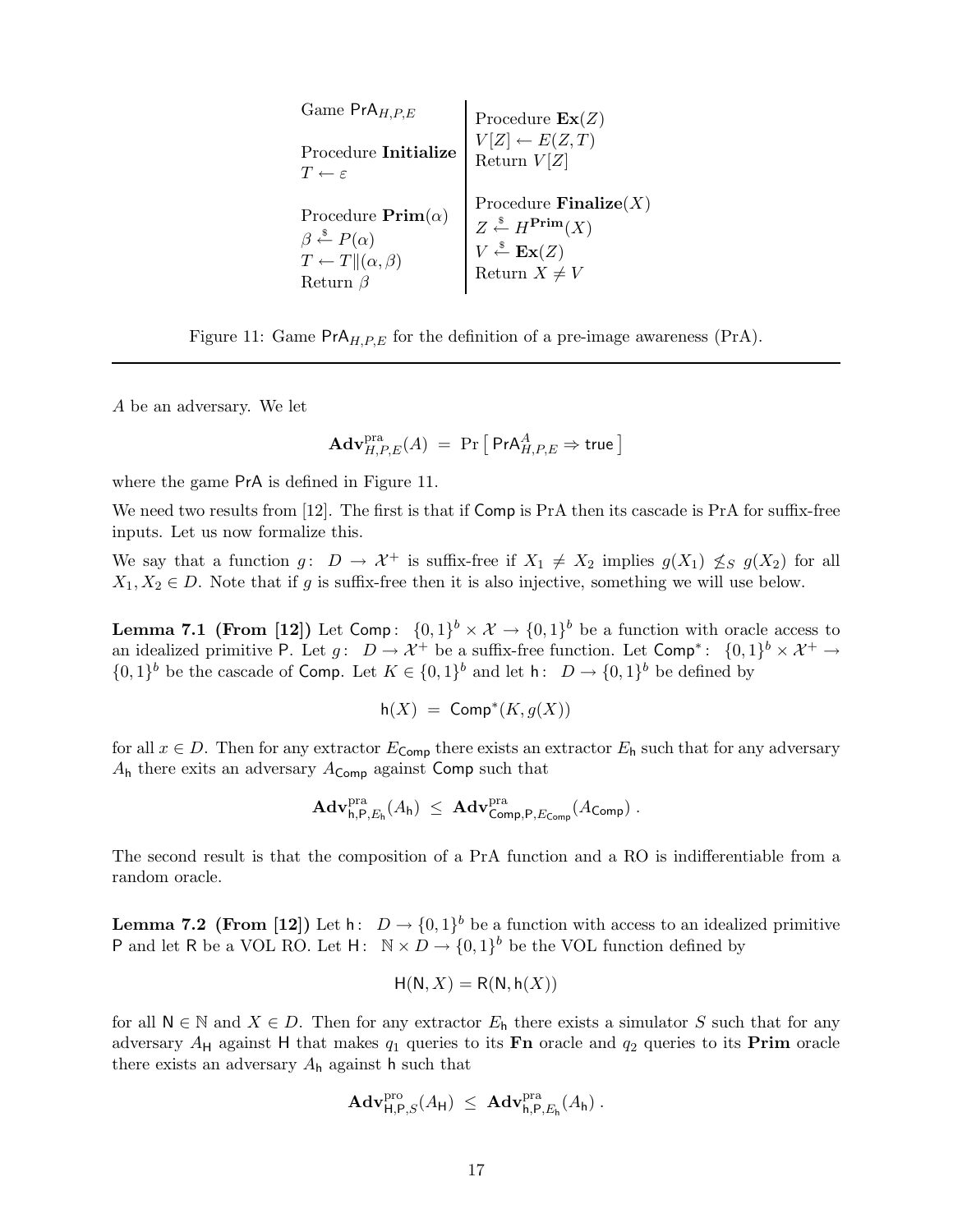| Game $\mathsf{PrA}_{H,P,E}$ | Procedure $\mathbf{Ex}(Z)$ |
|---|---|
| | $V[Z] \leftarrow E(Z, T)$ |
| Procedure **Initialize** | Return $V[Z]$ |
| $T \leftarrow \varepsilon$ | |
| | Procedure $\mathbf{Finalize}(X)$ |
| Procedure $\mathbf{Prim}(\alpha)$ | $Z \stackrel{\$}{\leftarrow} H^{\mathbf{Prim}}(X)$ |
| $\beta \stackrel{\$}{\leftarrow} P(\alpha)$ | $V \stackrel{\$}{\leftarrow} \mathbf{Ex}(Z)$ |
| $T \leftarrow T \| (\alpha, \beta)$ | Return $X \neq V$ |
| Return $\beta$ | |

Figure 11: Game $\mathsf{PrA}_{H,P,E}$ for the definition of a pre-image awareness (PrA).

$A$ be an adversary. We let

$$\mathbf{Adv}^{\mathrm{pra}}_{H,P,E}(A) \;=\; \Pr\left[\, \mathsf{PrA}^{A}_{H,P,E} \Rightarrow \mathsf{true} \,\right]$$

where the game $\mathsf{PrA}$ is defined in Figure 11.

We need two results from [12]. The first is that if $\mathsf{Comp}$ is PrA then its cascade is PrA for suffix-free inputs. Let us now formalize this.

We say that a function $g\colon\; D \to \mathcal{X}^+$ is suffix-free if $X_1 \neq X_2$ implies $g(X_1) \not\leq_S g(X_2)$ for all $X_1, X_2 \in D$. Note that if $g$ is suffix-free then it is also injective, something we will use below.

**Lemma 7.1 (From [12])** Let $\mathsf{Comp}\colon\; \{0,1\}^b \times \mathcal{X} \to \{0,1\}^b$ be a function with oracle access to an idealized primitive $\mathsf{P}$. Let $g\colon\; D \to \mathcal{X}^+$ be a suffix-free function. Let $\mathsf{Comp}^*\colon\; \{0,1\}^b \times \mathcal{X}^+ \to \{0,1\}^b$ be the cascade of $\mathsf{Comp}$. Let $K \in \{0,1\}^b$ and let $\mathsf{h}\colon\; D \to \{0,1\}^b$ be defined by

$$\mathsf{h}(X) \;=\; \mathsf{Comp}^*(K, g(X))$$

for all $x \in D$. Then for any extractor $E_{\mathsf{Comp}}$ there exists an extractor $E_{\mathsf{h}}$ such that for any adversary $A_{\mathsf{h}}$ there exits an adversary $A_{\mathsf{Comp}}$ against $\mathsf{Comp}$ such that

$$\mathbf{Adv}^{\mathrm{pra}}_{\mathsf{h},\mathsf{P},E_{\mathsf{h}}}(A_{\mathsf{h}}) \;\leq\; \mathbf{Adv}^{\mathrm{pra}}_{\mathsf{Comp},\mathsf{P},E_{\mathsf{Comp}}}(A_{\mathsf{Comp}})\;.$$

The second result is that the composition of a PrA function and a RO is indifferentiable from a random oracle.

**Lemma 7.2 (From [12])** Let $\mathsf{h}\colon\; D \to \{0,1\}^b$ be a function with access to an idealized primitive $\mathsf{P}$ and let $\mathsf{R}$ be a VOL RO. Let $\mathsf{H}\colon\; \mathbb{N} \times D \to \{0,1\}^b$ be the VOL function defined by

$$\mathsf{H}(\mathsf{N}, X) = \mathsf{R}(\mathsf{N}, \mathsf{h}(X))$$

for all $\mathsf{N} \in \mathbb{N}$ and $X \in D$. Then for any extractor $E_{\mathsf{h}}$ there exists a simulator $S$ such that for any adversary $A_{\mathsf{H}}$ against $\mathsf{H}$ that makes $q_1$ queries to its $\mathbf{Fn}$ oracle and $q_2$ queries to its $\mathbf{Prim}$ oracle there exists an adversary $A_{\mathsf{h}}$ against $\mathsf{h}$ such that

$$\mathbf{Adv}^{\mathrm{pro}}_{\mathsf{H},\mathsf{P},S}(A_{\mathsf{H}}) \;\leq\; \mathbf{Adv}^{\mathrm{pra}}_{\mathsf{h},\mathsf{P},E_{\mathsf{h}}}(A_{\mathsf{h}})\;.$$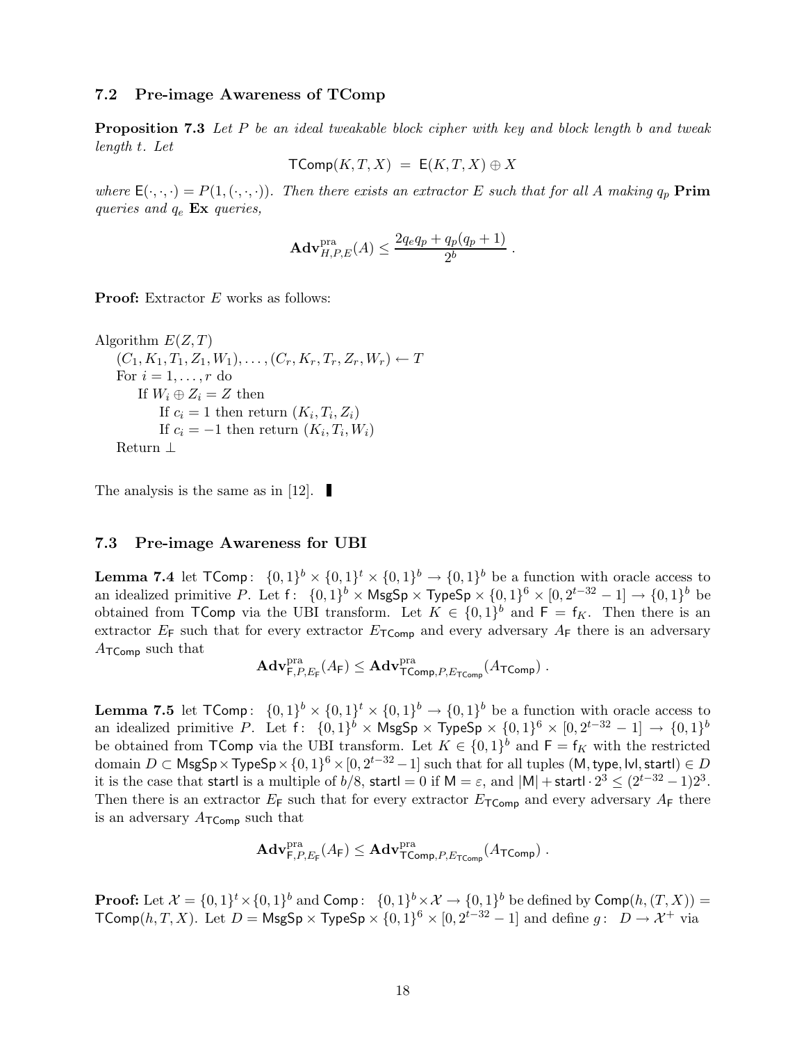### 7.2 Pre-image Awareness of TComp

**Proposition 7.3** *Let $P$ be an ideal tweakable block cipher with key and block length $b$ and tweak length $t$. Let*

$$\mathsf{TComp}(K, T, X) \;=\; \mathsf{E}(K, T, X) \oplus X$$

*where $\mathsf{E}(\cdot,\cdot,\cdot) = P(1, (\cdot,\cdot,\cdot))$. Then there exists an extractor $E$ such that for all $A$ making $q_p$ **Prim** queries and $q_e$ **Ex** queries,*

$$\mathbf{Adv}^{\mathrm{pra}}_{H,P,E}(A) \leq \frac{2q_e q_p + q_p(q_p+1)}{2^b} \,.$$

**Proof:** Extractor $E$ works as follows:

```
Algorithm E(Z, T)
    (C_1, K_1, T_1, Z_1, W_1), ..., (C_r, K_r, T_r, Z_r, W_r) ← T
    For i = 1, ..., r do
        If W_i ⊕ Z_i = Z then
            If c_i = 1 then return (K_i, T_i, Z_i)
            If c_i = −1 then return (K_i, T_i, W_i)
    Return ⊥
```

The analysis is the same as in [12]. ▮

### 7.3 Pre-image Awareness for UBI

**Lemma 7.4** let $\mathsf{TComp}\colon\ \{0,1\}^b \times \{0,1\}^t \times \{0,1\}^b \to \{0,1\}^b$ be a function with oracle access to an idealized primitive $P$. Let $\mathsf{f}\colon\ \{0,1\}^b \times \mathsf{MsgSp} \times \mathsf{TypeSp} \times \{0,1\}^6 \times [0, 2^{t-32}-1] \to \{0,1\}^b$ be obtained from $\mathsf{TComp}$ via the UBI transform. Let $K \in \{0,1\}^b$ and $\mathsf{F} = \mathsf{f}_K$. Then there is an extractor $E_{\mathsf{F}}$ such that for every extractor $E_{\mathsf{TComp}}$ and every adversary $A_{\mathsf{F}}$ there is an adversary $A_{\mathsf{TComp}}$ such that

$$\mathbf{Adv}^{\mathrm{pra}}_{\mathsf{F},P,E_{\mathsf{F}}}(A_{\mathsf{F}}) \leq \mathbf{Adv}^{\mathrm{pra}}_{\mathsf{TComp},P,E_{\mathsf{TComp}}}(A_{\mathsf{TComp}}) \,.$$

**Lemma 7.5** let $\mathsf{TComp}\colon\ \{0,1\}^b \times \{0,1\}^t \times \{0,1\}^b \to \{0,1\}^b$ be a function with oracle access to an idealized primitive $P$. Let $\mathsf{f}\colon\ \{0,1\}^b \times \mathsf{MsgSp} \times \mathsf{TypeSp} \times \{0,1\}^6 \times [0, 2^{t-32}-1] \to \{0,1\}^b$ be obtained from $\mathsf{TComp}$ via the UBI transform. Let $K \in \{0,1\}^b$ and $\mathsf{F} = \mathsf{f}_K$ with the restricted domain $D \subset \mathsf{MsgSp} \times \mathsf{TypeSp} \times \{0,1\}^6 \times [0, 2^{t-32}-1]$ such that for all tuples $(\mathsf{M}, \mathsf{type}, \mathsf{lvl}, \mathsf{startl}) \in D$ it is the case that $\mathsf{startl}$ is a multiple of $b/8$, $\mathsf{startl} = 0$ if $\mathsf{M} = \varepsilon$, and $|\mathsf{M}| + \mathsf{startl} \cdot 2^3 \leq (2^{t-32}-1)2^3$. Then there is an extractor $E_{\mathsf{F}}$ such that for every extractor $E_{\mathsf{TComp}}$ and every adversary $A_{\mathsf{F}}$ there is an adversary $A_{\mathsf{TComp}}$ such that

$$\mathbf{Adv}^{\mathrm{pra}}_{\mathsf{F},P,E_{\mathsf{F}}}(A_{\mathsf{F}}) \leq \mathbf{Adv}^{\mathrm{pra}}_{\mathsf{TComp},P,E_{\mathsf{TComp}}}(A_{\mathsf{TComp}}) \,.$$

**Proof:** Let $\mathcal{X} = \{0,1\}^t \times \{0,1\}^b$ and $\mathsf{Comp}\colon\ \{0,1\}^b \times \mathcal{X} \to \{0,1\}^b$ be defined by $\mathsf{Comp}(h, (T, X)) = \mathsf{TComp}(h, T, X)$. Let $D = \mathsf{MsgSp} \times \mathsf{TypeSp} \times \{0,1\}^6 \times [0, 2^{t-32}-1]$ and define $g\colon\ D \to \mathcal{X}^+$ via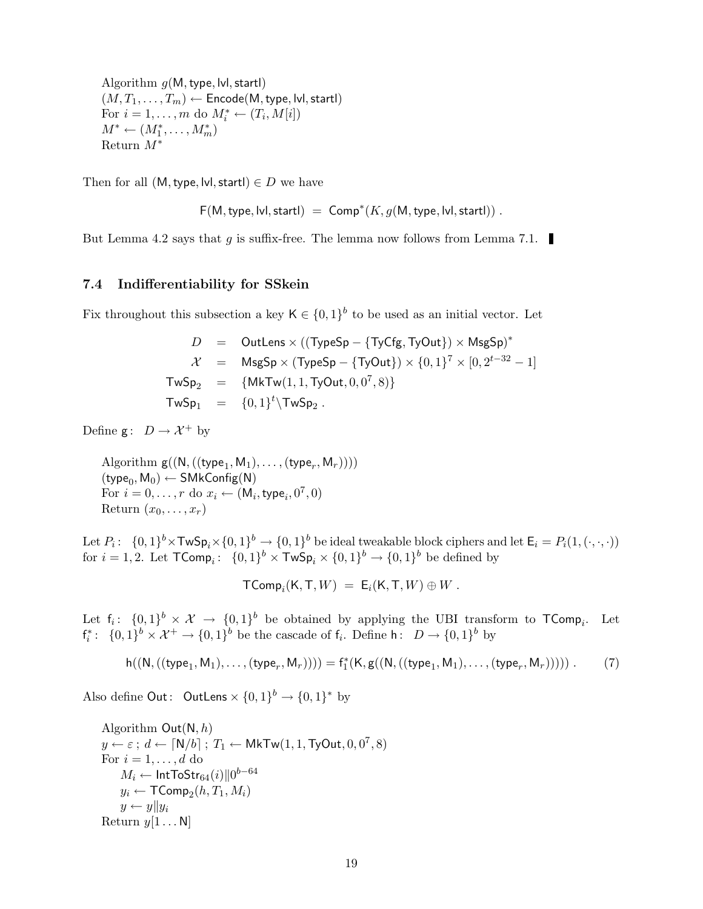Algorithm $g(\mathsf{M}, \mathsf{type}, \mathsf{lvl}, \mathsf{startl})$
$(M, T_1, \ldots, T_m) \leftarrow \mathsf{Encode}(\mathsf{M}, \mathsf{type}, \mathsf{lvl}, \mathsf{startl})$
For $i = 1, \ldots, m$ do $M_i^* \leftarrow (T_i, M[i])$
$M^* \leftarrow (M_1^*, \ldots, M_m^*)$
Return $M^*$

Then for all $(\mathsf{M}, \mathsf{type}, \mathsf{lvl}, \mathsf{startl}) \in D$ we have

$$\mathsf{F}(\mathsf{M}, \mathsf{type}, \mathsf{lvl}, \mathsf{startl}) \;=\; \mathsf{Comp}^*(K, g(\mathsf{M}, \mathsf{type}, \mathsf{lvl}, \mathsf{startl}))\ .$$

But Lemma 4.2 says that $g$ is suffix-free. The lemma now follows from Lemma 7.1. ∎

### 7.4 Indifferentiability for SSkein

Fix throughout this subsection a key $\mathsf{K} \in \{0,1\}^b$ to be used as an initial vector. Let

$$\begin{aligned}
D &= \mathsf{OutLens} \times ((\mathsf{TypeSp} - \{\mathsf{TyCfg}, \mathsf{TyOut}\}) \times \mathsf{MsgSp})^* \\
\mathcal{X} &= \mathsf{MsgSp} \times (\mathsf{TypeSp} - \{\mathsf{TyOut}\}) \times \{0,1\}^7 \times [0, 2^{t-32} - 1] \\
\mathsf{TwSp}_2 &= \{\mathsf{MkTw}(1, 1, \mathsf{TyOut}, 0, 0^7, 8)\} \\
\mathsf{TwSp}_1 &= \{0,1\}^t \backslash \mathsf{TwSp}_2\ .
\end{aligned}$$

Define $\mathsf{g}\colon\ D \rightarrow \mathcal{X}^+$ by

Algorithm $\mathsf{g}((\mathsf{N}, ((\mathsf{type}_1, \mathsf{M}_1), \ldots, (\mathsf{type}_r, \mathsf{M}_r))))$
$(\mathsf{type}_0, \mathsf{M}_0) \leftarrow \mathsf{SMkConfig}(\mathsf{N})$
For $i = 0, \ldots, r$ do $x_i \leftarrow (\mathsf{M}_i, \mathsf{type}_i, 0^7, 0)$
Return $(x_0, \ldots, x_r)$

Let $P_i\colon\ \{0,1\}^b \times \mathsf{TwSp}_i \times \{0,1\}^b \rightarrow \{0,1\}^b$ be ideal tweakable block ciphers and let $\mathsf{E}_i = P_i(1, (\cdot, \cdot, \cdot))$ for $i = 1, 2$. Let $\mathsf{TComp}_i\colon\ \{0,1\}^b \times \mathsf{TwSp}_i \times \{0,1\}^b \rightarrow \{0,1\}^b$ be defined by

$$\mathsf{TComp}_i(\mathsf{K}, \mathsf{T}, W) \;=\; \mathsf{E}_i(\mathsf{K}, \mathsf{T}, W) \oplus W\ .$$

Let $\mathsf{f}_i\colon\ \{0,1\}^b \times \mathcal{X} \rightarrow \{0,1\}^b$ be obtained by applying the UBI transform to $\mathsf{TComp}_i$. Let $\mathsf{f}_i^*\colon\ \{0,1\}^b \times \mathcal{X}^+ \rightarrow \{0,1\}^b$ be the cascade of $\mathsf{f}_i$. Define $\mathsf{h}\colon\ D \rightarrow \{0,1\}^b$ by

$$\mathsf{h}((\mathsf{N}, ((\mathsf{type}_1, \mathsf{M}_1), \ldots, (\mathsf{type}_r, \mathsf{M}_r)))) = \mathsf{f}_1^*(\mathsf{K}, \mathsf{g}((\mathsf{N}, ((\mathsf{type}_1, \mathsf{M}_1), \ldots, (\mathsf{type}_r, \mathsf{M}_r)))))\ . \tag{7}$$

Also define $\mathsf{Out}\colon\ \mathsf{OutLens} \times \{0,1\}^b \rightarrow \{0,1\}^*$ by

Algorithm $\mathsf{Out}(\mathsf{N}, h)$
$y \leftarrow \varepsilon$ ; $d \leftarrow \lceil \mathsf{N}/b \rceil$ ; $T_1 \leftarrow \mathsf{MkTw}(1, 1, \mathsf{TyOut}, 0, 0^7, 8)$
For $i = 1, \ldots, d$ do
  $M_i \leftarrow \mathsf{IntToStr}_{64}(i) \| 0^{b-64}$
  $y_i \leftarrow \mathsf{TComp}_2(h, T_1, M_i)$
  $y \leftarrow y \| y_i$
Return $y[1 \ldots \mathsf{N}]$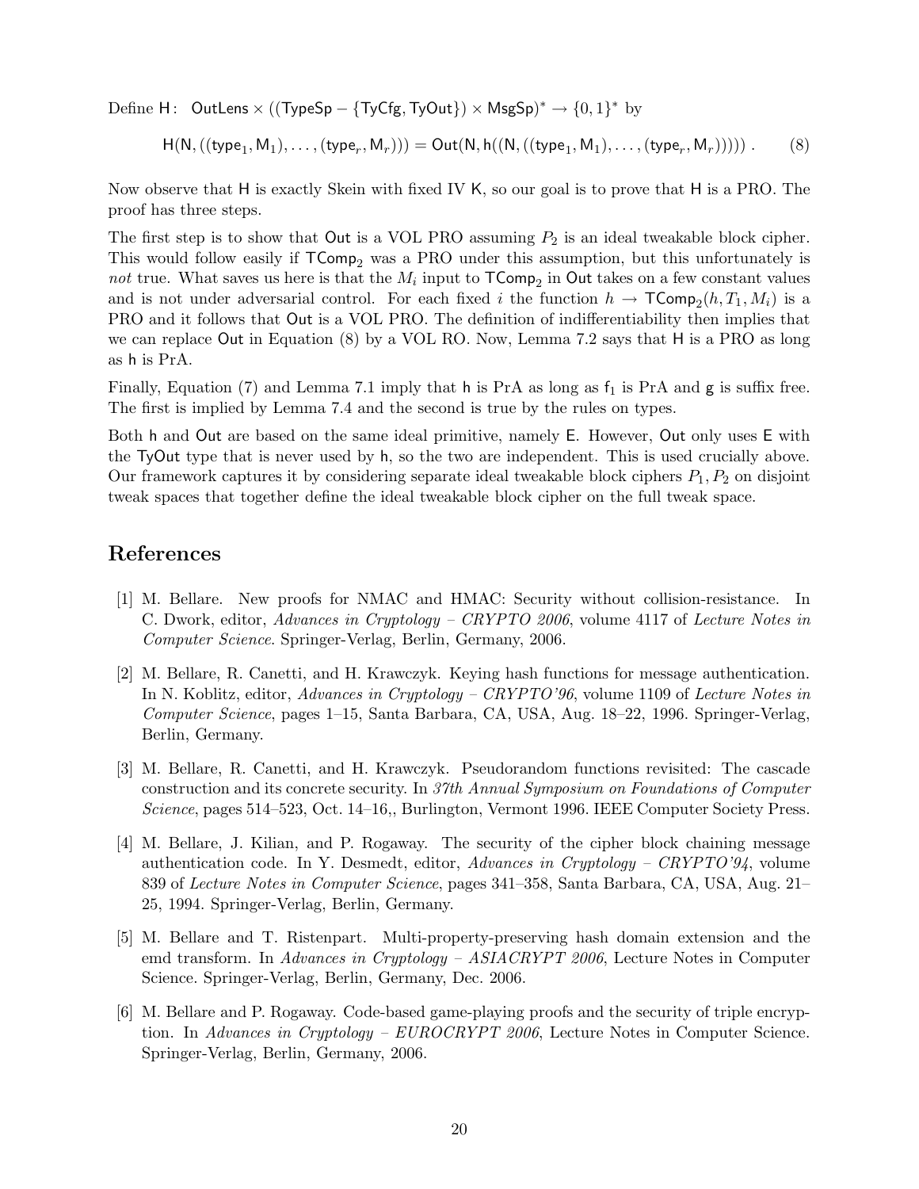Define $\mathsf{H}\colon\ \mathsf{OutLens} \times ((\mathsf{TypeSp} - \{\mathsf{TyCfg}, \mathsf{TyOut}\}) \times \mathsf{MsgSp})^* \to \{0,1\}^*$ by

$$\mathsf{H}(\mathsf{N}, ((\mathsf{type}_1, \mathsf{M}_1), \ldots, (\mathsf{type}_r, \mathsf{M}_r))) = \mathsf{Out}(\mathsf{N}, \mathsf{h}((\mathsf{N}, ((\mathsf{type}_1, \mathsf{M}_1), \ldots, (\mathsf{type}_r, \mathsf{M}_r))))) \ . \tag{8}$$

Now observe that $\mathsf{H}$ is exactly Skein with fixed IV $\mathsf{K}$, so our goal is to prove that $\mathsf{H}$ is a PRO. The proof has three steps.

The first step is to show that $\mathsf{Out}$ is a VOL PRO assuming $P_2$ is an ideal tweakable block cipher. This would follow easily if $\mathsf{TComp}_2$ was a PRO under this assumption, but this unfortunately is *not* true. What saves us here is that the $M_i$ input to $\mathsf{TComp}_2$ in $\mathsf{Out}$ takes on a few constant values and is not under adversarial control. For each fixed $i$ the function $h \to \mathsf{TComp}_2(h, T_1, M_i)$ is a PRO and it follows that $\mathsf{Out}$ is a VOL PRO. The definition of indifferentiability then implies that we can replace $\mathsf{Out}$ in Equation (8) by a VOL RO. Now, Lemma 7.2 says that $\mathsf{H}$ is a PRO as long as $\mathsf{h}$ is PrA.

Finally, Equation (7) and Lemma 7.1 imply that $\mathsf{h}$ is PrA as long as $\mathsf{f}_1$ is PrA and $\mathsf{g}$ is suffix free. The first is implied by Lemma 7.4 and the second is true by the rules on types.

Both $\mathsf{h}$ and $\mathsf{Out}$ are based on the same ideal primitive, namely $\mathsf{E}$. However, $\mathsf{Out}$ only uses $\mathsf{E}$ with the $\mathsf{TyOut}$ type that is never used by $\mathsf{h}$, so the two are independent. This is used crucially above. Our framework captures it by considering separate ideal tweakable block ciphers $P_1, P_2$ on disjoint tweak spaces that together define the ideal tweakable block cipher on the full tweak space.

## References

[1] M. Bellare. New proofs for NMAC and HMAC: Security without collision-resistance. In C. Dwork, editor, *Advances in Cryptology – CRYPTO 2006*, volume 4117 of *Lecture Notes in Computer Science*. Springer-Verlag, Berlin, Germany, 2006.

[2] M. Bellare, R. Canetti, and H. Krawczyk. Keying hash functions for message authentication. In N. Koblitz, editor, *Advances in Cryptology – CRYPTO'96*, volume 1109 of *Lecture Notes in Computer Science*, pages 1–15, Santa Barbara, CA, USA, Aug. 18–22, 1996. Springer-Verlag, Berlin, Germany.

[3] M. Bellare, R. Canetti, and H. Krawczyk. Pseudorandom functions revisited: The cascade construction and its concrete security. In *37th Annual Symposium on Foundations of Computer Science*, pages 514–523, Oct. 14–16,, Burlington, Vermont 1996. IEEE Computer Society Press.

[4] M. Bellare, J. Kilian, and P. Rogaway. The security of the cipher block chaining message authentication code. In Y. Desmedt, editor, *Advances in Cryptology – CRYPTO'94*, volume 839 of *Lecture Notes in Computer Science*, pages 341–358, Santa Barbara, CA, USA, Aug. 21–25, 1994. Springer-Verlag, Berlin, Germany.

[5] M. Bellare and T. Ristenpart. Multi-property-preserving hash domain extension and the emd transform. In *Advances in Cryptology – ASIACRYPT 2006*, Lecture Notes in Computer Science. Springer-Verlag, Berlin, Germany, Dec. 2006.

[6] M. Bellare and P. Rogaway. Code-based game-playing proofs and the security of triple encryption. In *Advances in Cryptology – EUROCRYPT 2006*, Lecture Notes in Computer Science. Springer-Verlag, Berlin, Germany, 2006.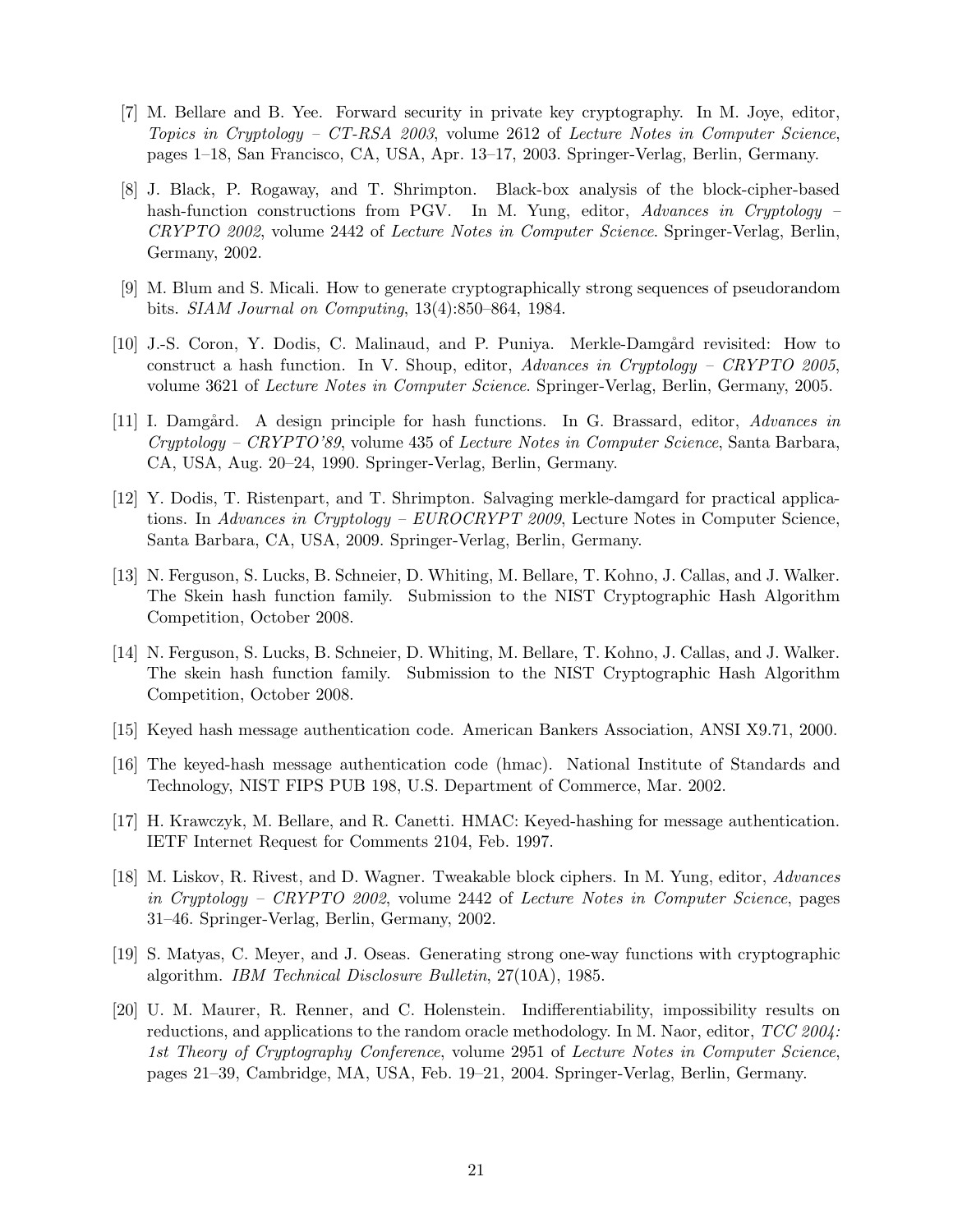[7] M. Bellare and B. Yee. Forward security in private key cryptography. In M. Joye, editor, *Topics in Cryptology – CT-RSA 2003*, volume 2612 of *Lecture Notes in Computer Science*, pages 1–18, San Francisco, CA, USA, Apr. 13–17, 2003. Springer-Verlag, Berlin, Germany.

[8] J. Black, P. Rogaway, and T. Shrimpton. Black-box analysis of the block-cipher-based hash-function constructions from PGV. In M. Yung, editor, *Advances in Cryptology – CRYPTO 2002*, volume 2442 of *Lecture Notes in Computer Science*. Springer-Verlag, Berlin, Germany, 2002.

[9] M. Blum and S. Micali. How to generate cryptographically strong sequences of pseudorandom bits. *SIAM Journal on Computing*, 13(4):850–864, 1984.

[10] J.-S. Coron, Y. Dodis, C. Malinaud, and P. Puniya. Merkle-Damgård revisited: How to construct a hash function. In V. Shoup, editor, *Advances in Cryptology – CRYPTO 2005*, volume 3621 of *Lecture Notes in Computer Science*. Springer-Verlag, Berlin, Germany, 2005.

[11] I. Damgård. A design principle for hash functions. In G. Brassard, editor, *Advances in Cryptology – CRYPTO'89*, volume 435 of *Lecture Notes in Computer Science*, Santa Barbara, CA, USA, Aug. 20–24, 1990. Springer-Verlag, Berlin, Germany.

[12] Y. Dodis, T. Ristenpart, and T. Shrimpton. Salvaging merkle-damgard for practical applications. In *Advances in Cryptology – EUROCRYPT 2009*, Lecture Notes in Computer Science, Santa Barbara, CA, USA, 2009. Springer-Verlag, Berlin, Germany.

[13] N. Ferguson, S. Lucks, B. Schneier, D. Whiting, M. Bellare, T. Kohno, J. Callas, and J. Walker. The Skein hash function family. Submission to the NIST Cryptographic Hash Algorithm Competition, October 2008.

[14] N. Ferguson, S. Lucks, B. Schneier, D. Whiting, M. Bellare, T. Kohno, J. Callas, and J. Walker. The skein hash function family. Submission to the NIST Cryptographic Hash Algorithm Competition, October 2008.

[15] Keyed hash message authentication code. American Bankers Association, ANSI X9.71, 2000.

[16] The keyed-hash message authentication code (hmac). National Institute of Standards and Technology, NIST FIPS PUB 198, U.S. Department of Commerce, Mar. 2002.

[17] H. Krawczyk, M. Bellare, and R. Canetti. HMAC: Keyed-hashing for message authentication. IETF Internet Request for Comments 2104, Feb. 1997.

[18] M. Liskov, R. Rivest, and D. Wagner. Tweakable block ciphers. In M. Yung, editor, *Advances in Cryptology – CRYPTO 2002*, volume 2442 of *Lecture Notes in Computer Science*, pages 31–46. Springer-Verlag, Berlin, Germany, 2002.

[19] S. Matyas, C. Meyer, and J. Oseas. Generating strong one-way functions with cryptographic algorithm. *IBM Technical Disclosure Bulletin*, 27(10A), 1985.

[20] U. M. Maurer, R. Renner, and C. Holenstein. Indifferentiability, impossibility results on reductions, and applications to the random oracle methodology. In M. Naor, editor, *TCC 2004: 1st Theory of Cryptography Conference*, volume 2951 of *Lecture Notes in Computer Science*, pages 21–39, Cambridge, MA, USA, Feb. 19–21, 2004. Springer-Verlag, Berlin, Germany.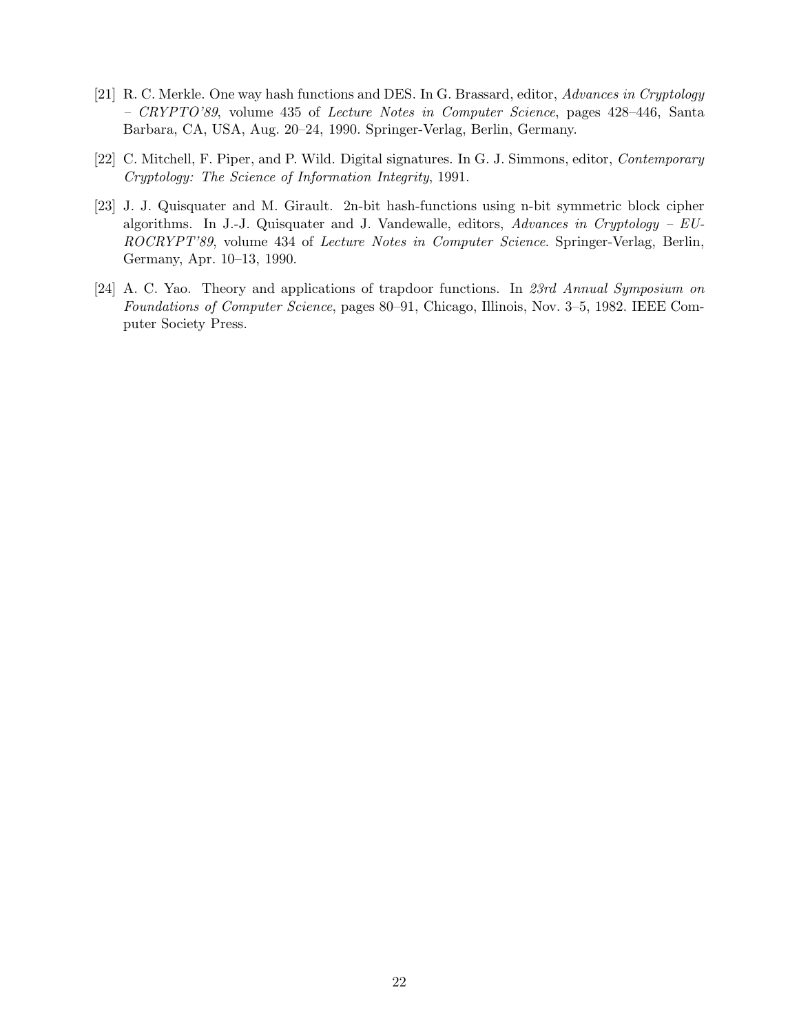[21] R. C. Merkle. One way hash functions and DES. In G. Brassard, editor, *Advances in Cryptology – CRYPTO'89*, volume 435 of *Lecture Notes in Computer Science*, pages 428–446, Santa Barbara, CA, USA, Aug. 20–24, 1990. Springer-Verlag, Berlin, Germany.

[22] C. Mitchell, F. Piper, and P. Wild. Digital signatures. In G. J. Simmons, editor, *Contemporary Cryptology: The Science of Information Integrity*, 1991.

[23] J. J. Quisquater and M. Girault. 2n-bit hash-functions using n-bit symmetric block cipher algorithms. In J.-J. Quisquater and J. Vandewalle, editors, *Advances in Cryptology – EUROCRYPT'89*, volume 434 of *Lecture Notes in Computer Science*. Springer-Verlag, Berlin, Germany, Apr. 10–13, 1990.

[24] A. C. Yao. Theory and applications of trapdoor functions. In *23rd Annual Symposium on Foundations of Computer Science*, pages 80–91, Chicago, Illinois, Nov. 3–5, 1982. IEEE Computer Society Press.